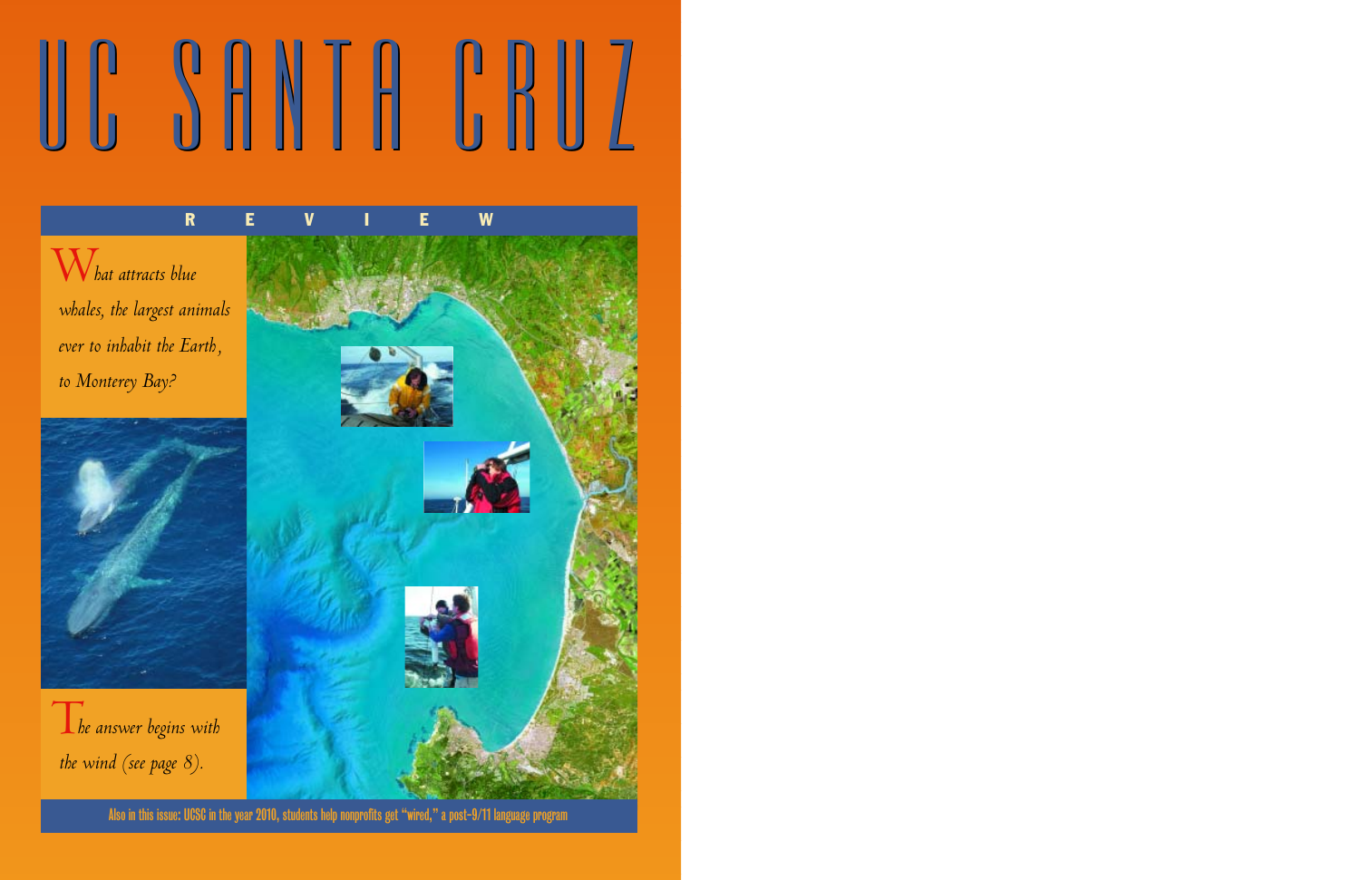# UC SANTA CRUZ

## REVIEW

*What attracts blue whales, the largest animals ever to inhabit the Earth, to Monterey Bay?*

*The answer begins with the wind (see page 8).*

Also in this issue: UCSC in the year 2010, students help nonprofits get "wired," a post-9/11 language program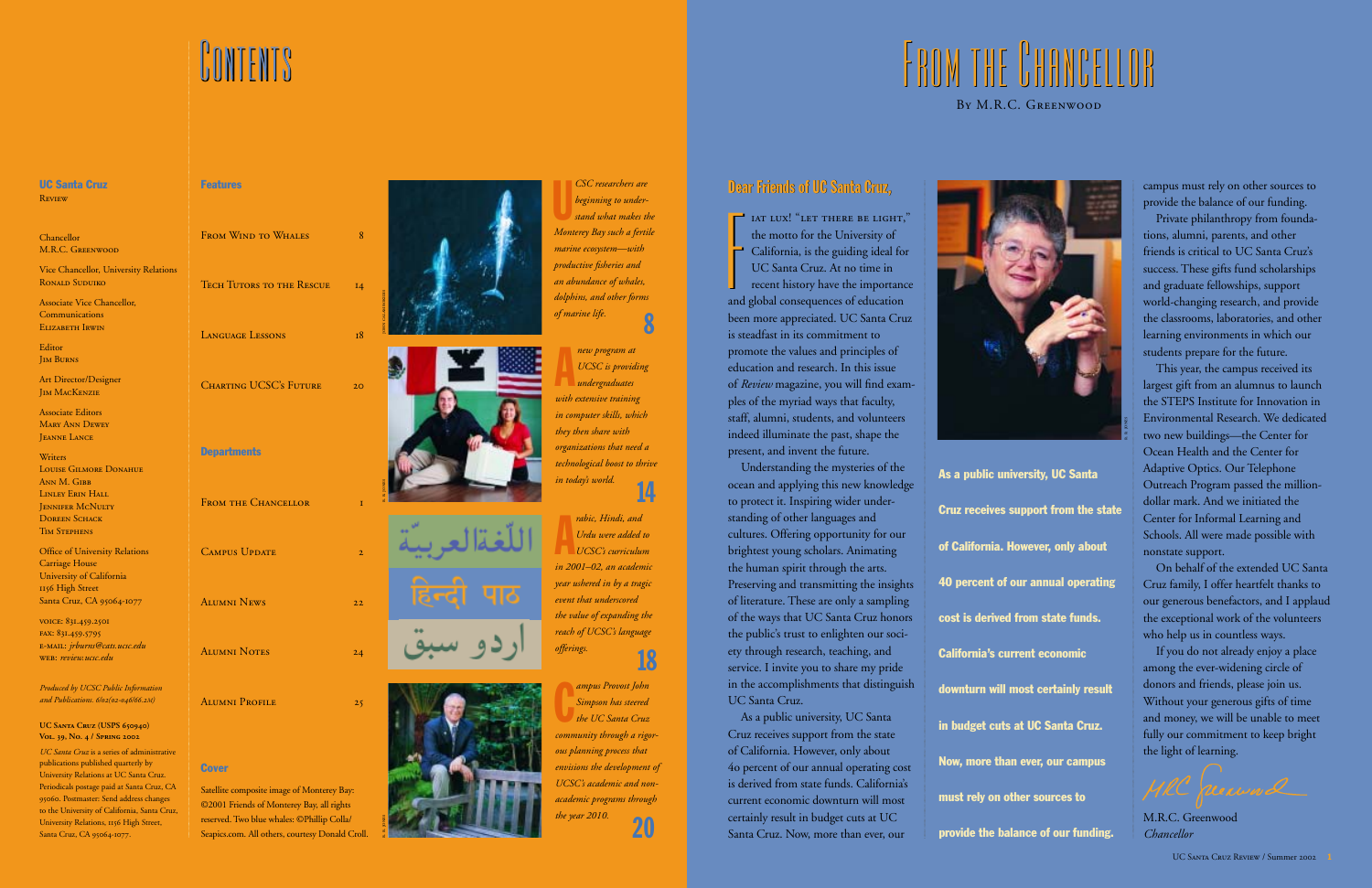# Contents

**UC Santa Cruz**
Review

Chancellor
M.R.C. Greenwood

Vice Chancellor, University Relations
Ronald Suduiko

Associate Vice Chancellor, Communications
Elizabeth Irwin

Editor
Jim Burns

Art Director/Designer
Jim MacKenzie

Associate Editors
Mary Ann Dewey
Jeanne Lance

Writers
Louise Gilmore Donahue
Ann M. Gibb
Linley Erin Hall
Jennifer McNulty
Doreen Schack
Tim Stephens

Office of University Relations
Carriage House
University of California
1156 High Street
Santa Cruz, CA 95064-1077

voice: 831.459.2501
fax: 831.459.5795
e-mail: *jrburns@cats.ucsc.edu*
web: *review.ucsc.edu*

*Produced by UCSC Public Information and Publications. 6/02(02-046/66.2M)*

**UC Santa Cruz (USPS 650940)**
**Vol. 39, No. 4 / Spring 2002**

*UC Santa Cruz* is a series of administrative publications published quarterly by University Relations at UC Santa Cruz. Periodicals postage paid at Santa Cruz, CA 95060. Postmaster: Send address changes to the University of California, Santa Cruz, University Relations, 1156 High Street, Santa Cruz, CA 95064-1077.

**Features**

| | |
|---|---|
| From Wind to Whales | 8 |
| Tech Tutors to the Rescue | 14 |
| Language Lessons | 18 |
| Charting UCSC's Future | 20 |

**Departments**

| | |
|---|---|
| From the Chancellor | 1 |
| Campus Update | 2 |
| Alumni News | 22 |
| Alumni Notes | 24 |
| Alumni Profile | 25 |

**Cover**

Satellite composite image of Monterey Bay: ©2001 Friends of Monterey Bay, all rights reserved. Two blue whales: ©Phillip Colla/ Seapics.com. All others, courtesy Donald Croll.

*UCSC researchers are beginning to understand what makes the Monterey Bay such a fertile marine ecosystem—with productive fisheries and an abundance of whales, dolphins, and other forms of marine life.* **8**

*A new program at UCSC is providing undergraduates with extensive training in computer skills, which they then share with organizations that need a technological boost to thrive in today's world.* **14**

*Arabic, Hindi, and Urdu were added to UCSC's curriculum in 2001–02, an academic year ushered in by a tragic event that underscored the value of expanding the reach of UCSC's language offerings.* **18**

*Campus Provost John Simpson has steered the UC Santa Cruz community through a rigorous planning process that envisions the development of UCSC's academic and nonacademic programs through the year 2010.* **20**

# From the Chancellor

By M.R.C. Greenwood

## Dear Friends of UC Santa Cruz,

Fiat lux! "Let there be light," the motto for the University of California, is the guiding ideal for UC Santa Cruz. At no time in recent history have the importance and global consequences of education been more appreciated. UC Santa Cruz is steadfast in its commitment to promote the values and principles of education and research. In this issue of *Review* magazine, you will find examples of the myriad ways that faculty, staff, alumni, students, and volunteers indeed illuminate the past, shape the present, and invent the future.

Understanding the mysteries of the ocean and applying this new knowledge to protect it. Inspiring wider understanding of other languages and cultures. Offering opportunity for our brightest young scholars. Animating the human spirit through the arts. Preserving and transmitting the insights of literature. These are only a sampling of the ways that UC Santa Cruz honors the public's trust to enlighten our society through research, teaching, and service. I invite you to share my pride in the accomplishments that distinguish UC Santa Cruz.

As a public university, UC Santa Cruz receives support from the state of California. However, only about 40 percent of our annual operating cost is derived from state funds. California's current economic downturn will most certainly result in budget cuts at UC Santa Cruz. Now, more than ever, our campus must rely on other sources to provide the balance of our funding.

**As a public university, UC Santa Cruz receives support from the state of California. However, only about 40 percent of our annual operating cost is derived from state funds. California's current economic downturn will most certainly result in budget cuts at UC Santa Cruz. Now, more than ever, our campus must rely on other sources to provide the balance of our funding.**

Private philanthropy from foundations, alumni, parents, and other friends is critical to UC Santa Cruz's success. These gifts fund scholarships and graduate fellowships, support world-changing research, and provide the classrooms, laboratories, and other learning environments in which our students prepare for the future.

This year, the campus received its largest gift from an alumnus to launch the STEPS Institute for Innovation in Environmental Research. We dedicated two new buildings—the Center for Ocean Health and the Center for Adaptive Optics. Our Telephone Outreach Program passed the million-dollar mark. And we initiated the Center for Informal Learning and Schools. All were made possible with nonstate support.

On behalf of the extended UC Santa Cruz family, I offer heartfelt thanks to our generous benefactors, and I applaud the exceptional work of the volunteers who help us in countless ways.

If you do not already enjoy a place among the ever-widening circle of donors and friends, please join us. Without your generous gifts of time and money, we will be unable to meet fully our commitment to keep bright the light of learning.

M.R.C. Greenwood
*Chancellor*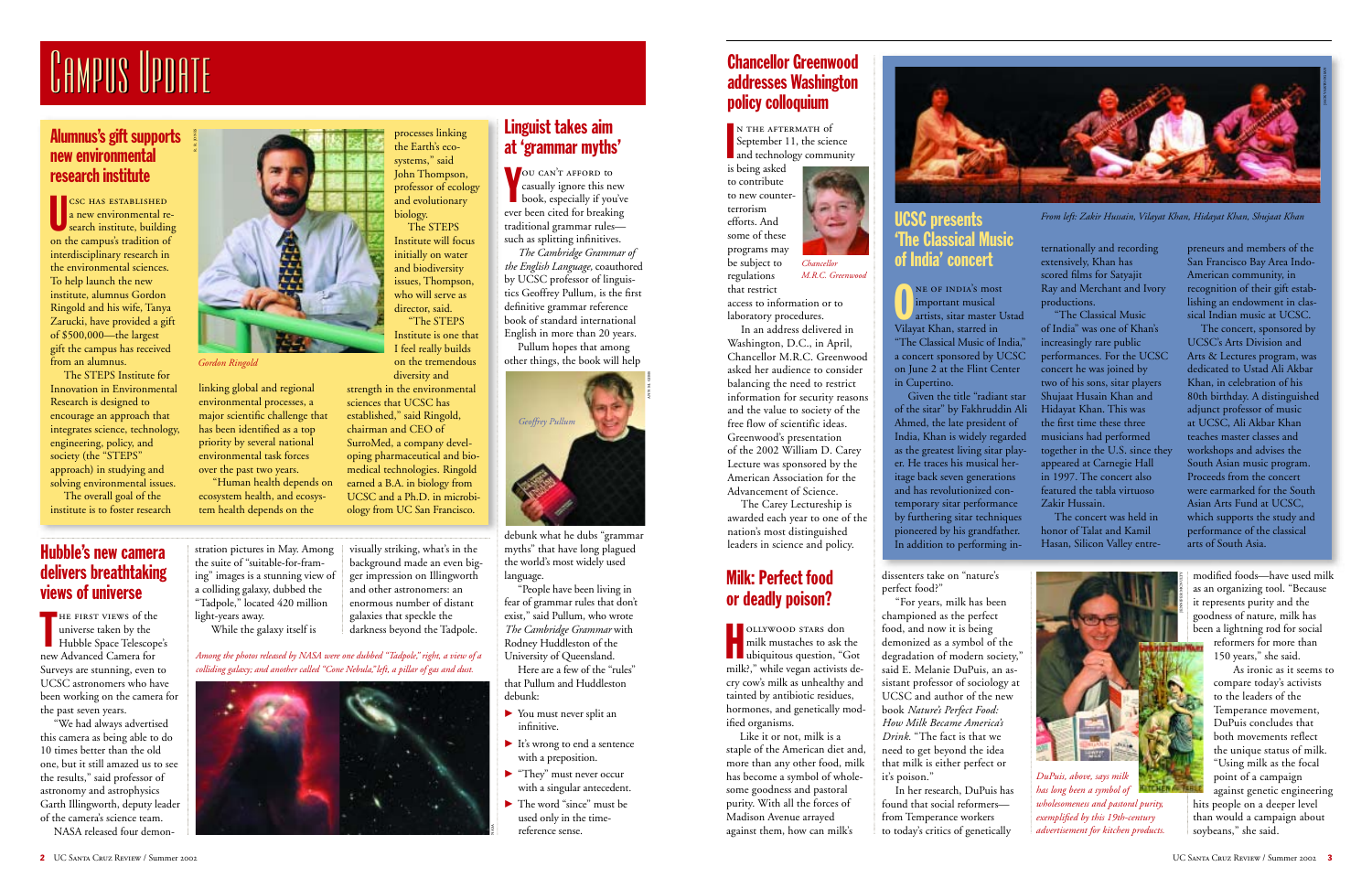# Campus Update

## Alumnus's gift supports new environmental research institute

UCSC has established a new environmental research institute, building on the campus's tradition of interdisciplinary research in the environmental sciences. To help launch the new institute, alumnus Gordon Ringold and his wife, Tanya Zarucki, have provided a gift of $500,000—the largest gift the campus has received from an alumnus.

The STEPS Institute for Innovation in Environmental Research is designed to encourage an approach that integrates science, technology, engineering, policy, and society (the "STEPS" approach) in studying and solving environmental issues.

The overall goal of the institute is to foster research processes linking the Earth's ecosystems," said John Thompson, professor of ecology and evolutionary biology.

*Gordon Ringold*

The STEPS Institute will focus initially on water and biodiversity issues, Thompson, who will serve as director, said.

"The STEPS Institute is one that I feel really builds on the tremendous diversity and strength in the environmental sciences that UCSC has established," said Ringold, chairman and CEO of SurroMed, a company developing pharmaceutical and biomedical technologies. Ringold earned a B.A. in biology from UCSC and a Ph.D. in microbiology from UC San Francisco.

linking global and regional environmental processes, a major scientific challenge that has been identified as a top priority by several national environmental task forces over the past two years.

"Human health depends on ecosystem health, and ecosystem health depends on the

## Hubble's new camera delivers breathtaking views of universe

The first views of the universe taken by the Hubble Space Telescope's new Advanced Camera for Surveys are stunning, even to UCSC astronomers who have been working on the camera for the past seven years.

"We had always advertised this camera as being able to do 10 times better than the old one, but it still amazed us to see the results," said professor of astronomy and astrophysics Garth Illingworth, deputy leader of the camera's science team.

NASA released four demonstration pictures in May. Among the suite of "suitable-for-framing" images is a stunning view of a colliding galaxy, dubbed the "Tadpole," located 420 million light-years away.

While the galaxy itself is visually striking, what's in the background made an even bigger impression on Illingworth and other astronomers: an enormous number of distant galaxies that speckle the darkness beyond the Tadpole.

*Among the photos released by NASA were one dubbed "Tadpole," right, a view of a colliding galaxy; and another called "Cone Nebula," left, a pillar of gas and dust.*

## Linguist takes aim at 'grammar myths'

You can't afford to casually ignore this new book, especially if you've ever been cited for breaking traditional grammar rules—such as splitting infinitives.

*The Cambridge Grammar of the English Language,* coauthored by UCSC professor of linguistics Geoffrey Pullum, is the first definitive grammar reference book of standard international English in more than 20 years.

Pullum hopes that among other things, the book will help debunk what he dubs "grammar myths" that have long plagued the world's most widely used language.

*Geoffrey Pullum*

"People have been living in fear of grammar rules that don't exist," said Pullum, who wrote *The Cambridge Grammar* with Rodney Huddleston of the University of Queensland.

Here are a few of the "rules" that Pullum and Huddleston debunk:

- You must never split an infinitive.
- It's wrong to end a sentence with a preposition.
- "They" must never occur with a singular antecedent.
- The word "since" must be used only in the time-reference sense.

## Chancellor Greenwood addresses Washington policy colloquium

In the aftermath of September 11, the science and technology community is being asked to contribute to new counterterrorism efforts. And some of these programs may be subject to regulations that restrict access to information or to laboratory procedures.

*Chancellor M.R.C. Greenwood*

In an address delivered in Washington, D.C., in April, Chancellor M.R.C. Greenwood asked her audience to consider balancing the need to restrict information for security reasons and the value to society of the free flow of scientific ideas.

Greenwood's presentation of the 2002 William D. Carey Lecture was sponsored by the American Association for the Advancement of Science.

The Carey Lectureship is awarded each year to one of the nation's most distinguished leaders in science and policy.

## UCSC presents 'The Classical Music of India' concert

*From left: Zakir Husain, Vilayat Khan, Hidayat Khan, Shujaat Khan*

One of India's most important musical artists, sitar master Ustad Vilayat Khan, starred in "The Classical Music of India," a concert sponsored by UCSC on June 2 at the Flint Center in Cupertino.

Given the title "radiant star of the sitar" by Fakhruddin Ali Ahmed, the late president of India, Khan is widely regarded as the greatest living sitar player. He traces his musical heritage back seven generations and has revolutionized contemporary sitar performance by furthering sitar techniques pioneered by his grandfather. In addition to performing internationally and recording extensively, Khan has scored films for Satyajit Ray and Merchant and Ivory productions.

"The Classical Music of India" was one of Khan's increasingly rare public performances. For the UCSC concert he was joined by two of his sons, sitar players Shujaat Husain Khan and Hidayat Khan. This was the first time these three musicians had performed together in the U.S. since they appeared at Carnegie Hall in 1997. The concert also featured the tabla virtuoso Zakir Hussain.

The concert was held in honor of Talat and Kamil Hasan, Silicon Valley entrepreneurs and members of the San Francisco Bay Area Indo-American community, in recognition of their gift establishing an endowment in classical Indian music at UCSC.

The concert, sponsored by UCSC's Arts Division and Arts & Lectures program, was dedicated to Ustad Ali Akbar Khan, in celebration of his 80th birthday. A distinguished adjunct professor of music at UCSC, Ali Akbar Khan teaches master classes and workshops and advises the South Asian music program. Proceeds from the concert were earmarked for the South Asian Arts Fund at UCSC, which supports the study and performance of the classical arts of South Asia.

## Milk: Perfect food or deadly poison?

Hollywood stars don milk mustaches to ask the ubiquitous question, "Got milk?," while vegan activists decry cow's milk as unhealthy and tainted by antibiotic residues, hormones, and genetically modified organisms.

Like it or not, milk is a staple of the American diet and, more than any other food, milk has become a symbol of wholesome goodness and pastoral purity. With all the forces of Madison Avenue arrayed against them, how can milk's dissenters take on "nature's perfect food?"

"For years, milk has been championed as the perfect food, and now it is being demonized as a symbol of the degradation of modern society," said E. Melanie DuPuis, an assistant professor of sociology at UCSC and author of the new book *Nature's Perfect Food: How Milk Became America's Drink.* "The fact is that we need to get beyond the idea that milk is either perfect or it's poison."

In her research, DuPuis has found that social reformers—from Temperance workers to today's critics of genetically modified foods—have used milk as an organizing tool. "Because it represents purity and the goodness of nature, milk has been a lightning rod for social reformers for more than 150 years," she said.

*DuPuis, above, says milk has long been a symbol of wholesomeness and pastoral purity, exemplified by this 19th-century advertisement for kitchen products.*

As ironic as it seems to compare today's activists to the leaders of the Temperance movement, DuPuis concludes that both movements reflect the unique status of milk. "Using milk as the focal point of a campaign against genetic engineering hits people on a deeper level than would a campaign about soybeans," she said.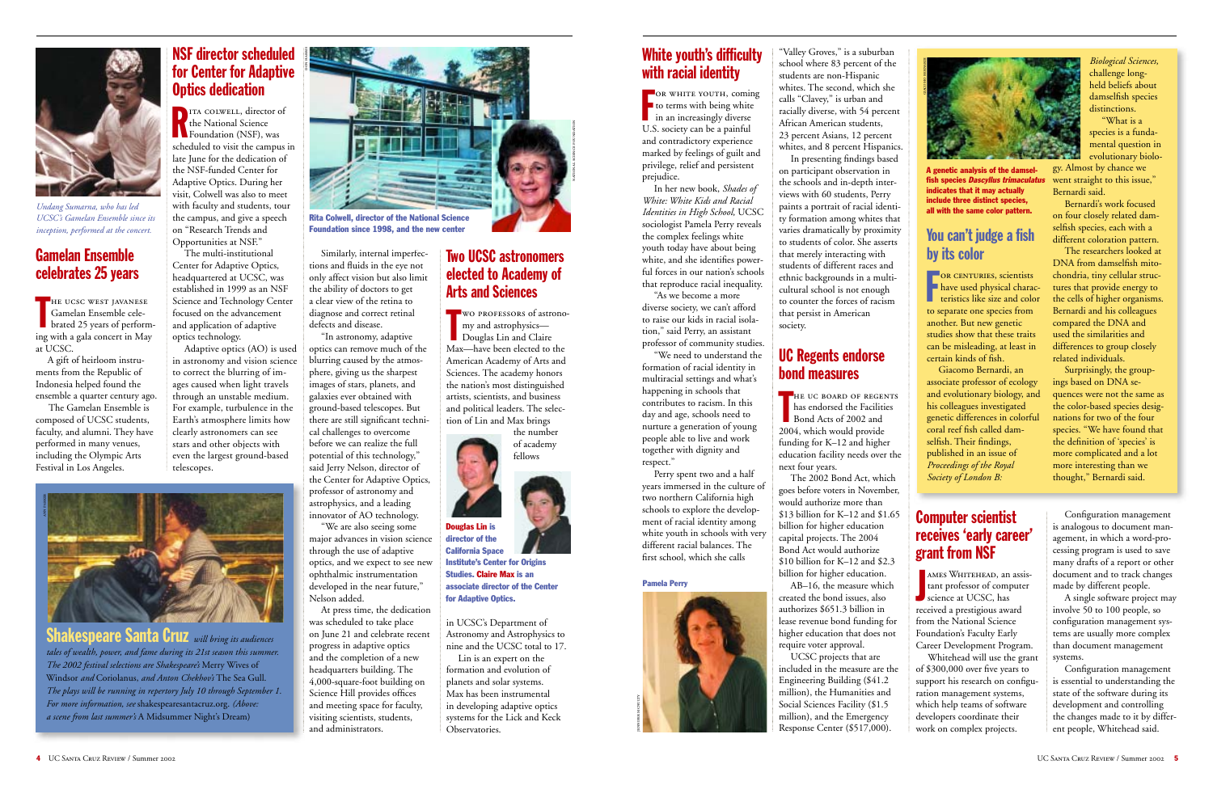*Undang Sumarna, who has led UCSC's Gamelan Ensemble since its inception, performed at the concert.*

## Gamelan Ensemble celebrates 25 years

The UCSC West Javanese Gamelan Ensemble celebrated 25 years of performing with a gala concert in May at UCSC.

A gift of heirloom instruments from the Republic of Indonesia helped found the ensemble a quarter century ago.

The Gamelan Ensemble is composed of UCSC students, faculty, and alumni. They have performed in many venues, including the Olympic Arts Festival in Los Angeles.

## NSF director scheduled for Center for Adaptive Optics dedication

Rita Colwell, director of the National Science Foundation (NSF), was scheduled to visit the campus in late June for the dedication of the NSF-funded Center for Adaptive Optics. During her visit, Colwell was also to meet with faculty and students, tour the campus, and give a speech on "Research Trends and Opportunities at NSF."

The multi-institutional Center for Adaptive Optics, headquartered at UCSC, was established in 1999 as an NSF Science and Technology Center focused on the advancement and application of adaptive optics technology.

Adaptive optics (AO) is used in astronomy and vision science to correct the blurring of images caused when light travels through an unstable medium. For example, turbulence in the Earth's atmosphere limits how clearly astronomers can see stars and other objects with even the largest ground-based telescopes.

Similarly, internal imperfections and fluids in the eye not only affect vision but also limit the ability of doctors to get a clear view of the retina to diagnose and correct retinal defects and disease.

"In astronomy, adaptive optics can remove much of the blurring caused by the atmosphere, giving us the sharpest images of stars, planets, and galaxies ever obtained with ground-based telescopes. But there are still significant technical challenges to overcome before we can realize the full potential of this technology," said Jerry Nelson, director of the Center for Adaptive Optics, professor of astronomy and astrophysics, and a leading innovator of AO technology.

"We are also seeing some major advances in vision science through the use of adaptive optics, and we expect to see new ophthalmic instrumentation developed in the near future," Nelson added.

At press time, the dedication was scheduled to take place on June 21 and celebrate recent progress in adaptive optics and the completion of a new headquarters building. The 4,000-square-foot building on Science Hill provides offices and meeting space for faculty, visiting scientists, students, and administrators.

**Rita Colwell, director of the National Science Foundation since 1998, and the new center**

## Two UCSC astronomers elected to Academy of Arts and Sciences

Two professors of astronomy and astrophysics—Douglas Lin and Claire Max—have been elected to the American Academy of Arts and Sciences. The academy honors the nation's most distinguished artists, scientists, and business and political leaders. The selection of Lin and Max brings the number of academy fellows in UCSC's Department of Astronomy and Astrophysics to nine and the UCSC total to 17.

Lin is an expert on the formation and evolution of planets and solar systems. Max has been instrumental in developing adaptive optics systems for the Lick and Keck Observatories.

**Douglas Lin is director of the California Space Institute's Center for Origins Studies. Claire Max is an associate director of the Center for Adaptive Optics.**

## Shakespeare Santa Cruz

*will bring its audiences tales of wealth, power, and fame during its 21st season this summer. The 2002 festival selections are Shakespeare's* Merry Wives of Windsor *and* Coriolanus, *and Anton Chekhov's* The Sea Gull. *The plays will be running in repertory July 10 through September 1. For more information, see* shakespearesantacruz.org. *(Above: a scene from last summer's* A Midsummer Night's Dream)

## White youth's difficulty with racial identity

For white youth, coming to terms with being white in an increasingly diverse U.S. society can be a painful and contradictory experience marked by feelings of guilt and privilege, relief and persistent prejudice.

In her new book, *Shades of White: White Kids and Racial Identities in High School,* UCSC sociologist Pamela Perry reveals the complex feelings white youth today have about being white, and she identifies powerful forces in our nation's schools that reproduce racial inequality.

"As we become a more diverse society, we can't afford to raise our kids in racial isolation," said Perry, an assistant professor of community studies. "We need to understand the formation of racial identity in multiracial settings and what's happening in schools that contributes to racism. In this day and age, schools need to nurture a generation of young people able to live and work together with dignity and respect."

Perry spent two and a half years immersed in the culture of two northern California high schools to explore the development of racial identity among white youth in schools with very different racial balances. The first school, which she calls "Valley Groves," is a suburban school where 83 percent of the students are non-Hispanic whites. The second, which she calls "Clavey," is urban and racially diverse, with 54 percent African American students, 23 percent Asians, 12 percent whites, and 8 percent Hispanics.

In presenting findings based on participant observation in the schools and in-depth interviews with 60 students, Perry paints a portrait of racial identity formation among whites that varies dramatically by proximity to students of color. She asserts that merely interacting with students of different races and ethnic backgrounds in a multicultural school is not enough to counter the forces of racism that persist in American society.

**Pamela Perry**

## UC Regents endorse bond measures

The UC Board of Regents has endorsed the Facilities Bond Acts of 2002 and 2004, which would provide funding for K–12 and higher education facility needs over the next four years.

The 2002 Bond Act, which goes before voters in November, would authorize more than \$13 billion for K–12 and \$1.65 billion for higher education capital projects. The 2004 Bond Act would authorize \$10 billion for K–12 and \$2.3 billion for higher education.

AB–16, the measure which created the bond issues, also authorizes \$651.3 billion in lease revenue bond funding for higher education that does not require voter approval.

UCSC projects that are included in the measure are the Engineering Building (\$41.2 million), the Humanities and Social Sciences Facility (\$1.5 million), and the Emergency Response Center (\$517,000).

**A genetic analysis of the damselfish species *Dascyllus trimaculatus* indicates that it may actually include three distinct species, all with the same color pattern.**

## You can't judge a fish by its color

For centuries, scientists have used physical characteristics like size and color to separate one species from another. But new genetic studies show that these traits can be misleading, at least in certain kinds of fish.

Giacomo Bernardi, an associate professor of ecology and evolutionary biology, and his colleagues investigated genetic differences in colorful coral reef fish called damselfish. Their findings, published in an issue of *Proceedings of the Royal Society of London B: Biological Sciences,* challenge long-held beliefs about damselfish species distinctions.

"What is a species is a fundamental question in evolutionary biology. Almost by chance we went straight to this issue," Bernardi said.

Bernardi's work focused on four closely related damselfish species, each with a different coloration pattern. The researchers looked at DNA from damselfish mitochondria, tiny cellular structures that provide energy to the cells of higher organisms. Bernardi and his colleagues compared the DNA and used the similarities and differences to group closely related individuals.

Surprisingly, the groupings based on DNA sequences were not the same as the color-based species designations for two of the four species. "We have found that the definition of 'species' is more complicated and a lot more interesting than we thought," Bernardi said.

## Computer scientist receives 'early career' grant from NSF

James Whitehead, an assistant professor of computer science at UCSC, has received a prestigious award from the National Science Foundation's Faculty Early Career Development Program.

Whitehead will use the grant of \$300,000 over five years to support his research on configuration management systems, which help teams of software developers coordinate their work on complex projects.

Configuration management is analogous to document management, in which a word-processing program is used to save many drafts of a report or other document and to track changes made by different people.

A single software project may involve 50 to 100 people, so configuration management systems are usually more complex than document management systems.

Configuration management is essential to understanding the state of the software during its development and controlling the changes made to it by different people, Whitehead said.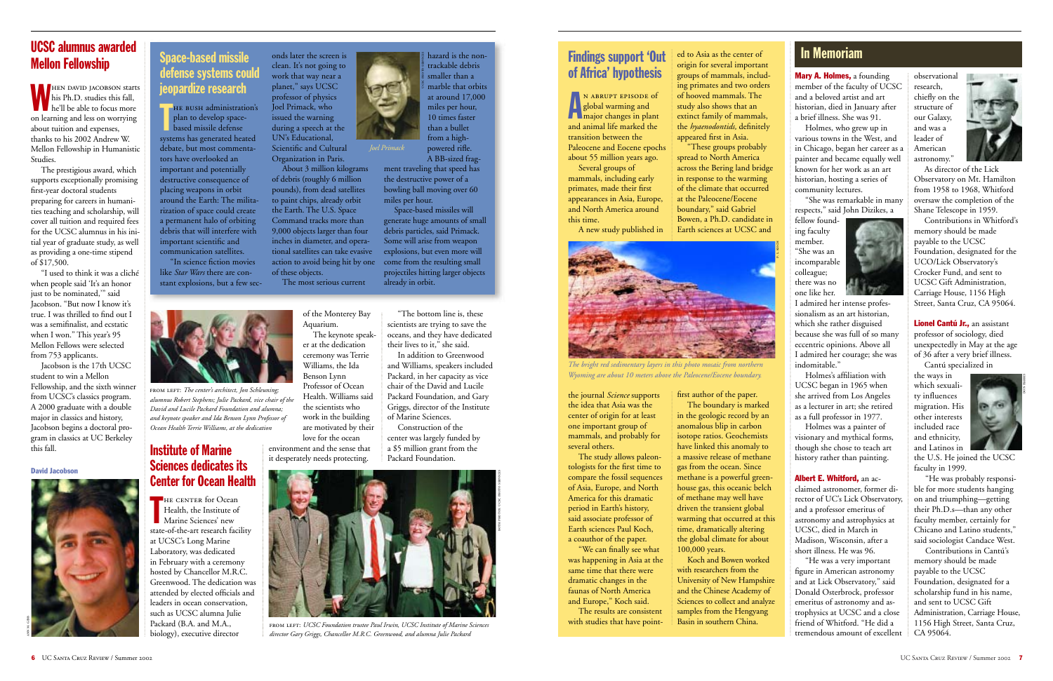## UCSC alumnus awarded Mellon Fellowship

When David Jacobson starts his Ph.D. studies this fall, he'll be able to focus more on learning and less on worrying about tuition and expenses, thanks to his 2002 Andrew W. Mellon Fellowship in Humanistic Studies.

The prestigious award, which supports exceptionally promising first-year doctoral students preparing for careers in humanities teaching and scholarship, will cover all tuition and required fees for the UCSC alumnus in his initial year of graduate study, as well as providing a one-time stipend of $17,500.

"I used to think it was a cliché when people said 'It's an honor just to be nominated,'" said Jacobson. "But now I know it's true. I was thrilled to find out I was a semifinalist, and ecstatic when I won." This year's 95 Mellon Fellows were selected from 753 applicants.

Jacobson is the 17th UCSC student to win a Mellon Fellowship, and the sixth winner from UCSC's classics program. A 2000 graduate with a double major in classics and history, Jacobson begins a doctoral program in classics at UC Berkeley this fall.

David Jacobson

## Space-based missile defense systems could jeopardize research

The Bush administration's plan to develop space-based missile defense systems has generated heated debate, but most commentators have overlooked an important and potentially destructive consequence of placing weapons in orbit around the Earth: The militarization of space could create a permanent halo of orbiting debris that will interfere with important scientific and communication satellites.

"In science fiction movies like *Star Wars* there are constant explosions, but a few seconds later the screen is clean. It's not going to work that way near a planet," says UCSC professor of physics Joel Primack, who issued the warning during a speech at the UN's Educational, Scientific and Cultural Organization in Paris.

*Joel Primack*

About 3 million kilograms of debris (roughly 6 million pounds), from dead satellites to paint chips, already orbit the Earth. The U.S. Space Command tracks more than 9,000 objects larger than four inches in diameter, and operational satellites can take evasive action to avoid being hit by one of these objects.

The most serious current hazard is the nontrackable debris smaller than a marble that orbits at around 17,000 miles per hour, 10 times faster than a bullet from a high-powered rifle.

A BB-sized fragment traveling that speed has the destructive power of a bowling ball moving over 60 miles per hour.

Space-based missiles will generate huge amounts of small debris particles, said Primack. Some will arise from weapon explosions, but even more will come from the resulting small projectiles hitting larger objects already in orbit.

From left: *The center's architect, Jon Schleuning; alumnus Robert Stephens; Julie Packard, vice chair of the David and Lucile Packard Foundation and alumna; and keynote speaker and Ida Benson Lynn Professor of Ocean Health Terrie Williams, at the dedication*

## Institute of Marine Sciences dedicates its Center for Ocean Health

The Center for Ocean Health, the Institute of Marine Sciences' new state-of-the-art research facility at UCSC's Long Marine Laboratory, was dedicated in February with a ceremony hosted by Chancellor M.R.C. Greenwood. The dedication was attended by elected officials and leaders in ocean conservation, such as UCSC alumna Julie Packard (B.A. and M.A., biology), executive director of the Monterey Bay Aquarium.

The keynote speaker at the dedication ceremony was Terrie Williams, the Ida Benson Lynn Professor of Ocean Health. Williams said the scientists who work in the building are motivated by their love for the ocean environment and the sense that it desperately needs protecting.

"The bottom line is, these scientists are trying to save the oceans, and they have dedicated their lives to it," she said.

In addition to Greenwood and Williams, speakers included Packard, in her capacity as vice chair of the David and Lucile Packard Foundation, and Gary Griggs, director of the Institute of Marine Sciences.

Construction of the center was largely funded by a $5 million grant from the Packard Foundation.

From left: *UCSC Foundation trustee Paul Irwin, UCSC Institute of Marine Sciences director Gary Griggs, Chancellor M.R.C. Greenwood, and alumna Julie Packard*

## Findings support 'Out of Africa' hypothesis

An abrupt episode of global warming and major changes in plant and animal life marked the transition between the Paleocene and Eocene epochs about 55 million years ago.

Several groups of mammals, including early primates, made their first appearances in Asia, Europe, and North America around this time.

A new study published in the journal *Science* supports the idea that Asia was the center of origin for at least one important group of mammals, and probably for several others.

The study allows paleontologists for the first time to compare the fossil sequences of Asia, Europe, and North America for this dramatic period in Earth's history, said associate professor of Earth sciences Paul Koch, a coauthor of the paper.

"We can finally see what was happening in Asia at the same time that there were dramatic changes in the faunas of North America and Europe," Koch said.

The results are consistent with studies that have pointed to Asia as the center of origin for several important groups of mammals, including primates and two orders of hooved mammals. The study also shows that an extinct family of mammals, the *hyaenodontids*, definitely appeared first in Asia.

"These groups probably spread to North America across the Bering land bridge in response to the warming of the climate that occurred at the Paleocene/Eocene boundary," said Gabriel Bowen, a Ph.D. candidate in Earth sciences at UCSC and first author of the paper.

*The bright red sedimentary layers in this photo mosaic from northern Wyoming are about 10 meters above the Paleocene/Eocene boundary.*

The boundary is marked in the geologic record by an anomalous blip in carbon isotope ratios. Geochemists have linked this anomaly to a massive release of methane gas from the ocean. Since methane is a powerful greenhouse gas, this oceanic belch of methane may well have driven the transient global warming that occurred at this time, dramatically altering the global climate for about 100,000 years.

Koch and Bowen worked with researchers from the University of New Hampshire and the Chinese Academy of Sciences to collect and analyze samples from the Hengyang Basin in southern China.

## In Memoriam

**Mary A. Holmes,** a founding member of the faculty of UCSC and a beloved artist and art historian, died in January after a brief illness. She was 91.

Holmes, who grew up in various towns in the West, and in Chicago, began her career as a painter and became equally well known for her work as an art historian, hosting a series of community lectures.

"She was remarkable in many respects," said John Dizikes, a fellow founding faculty member. "She was an incomparable colleague; there was no one like her. I admired her intense professionalism as an art historian, which she rather disguised because she was full of so many eccentric opinions. Above all I admired her courage; she was indomitable."

Holmes's affiliation with UCSC began in 1965 when she arrived from Los Angeles as a lecturer in art; she retired as a full professor in 1977.

Holmes was a painter of visionary and mythical forms, though she chose to teach art history rather than painting.

**Albert E. Whitford,** an acclaimed astronomer, former director of UC's Lick Observatory, and a professor emeritus of astronomy and astrophysics at UCSC, died in March in Madison, Wisconsin, after a short illness. He was 96.

"He was a very important figure in American astronomy and at Lick Observatory," said Donald Osterbrock, professor emeritus of astronomy and astrophysics at UCSC and a close friend of Whitford. "He did a tremendous amount of excellent observational research, chiefly on the structure of our Galaxy, and was a leader of American astronomy."

As director of the Lick Observatory on Mt. Hamilton from 1958 to 1968, Whitford oversaw the completion of the Shane Telescope in 1959.

Contributions in Whitford's memory should be made payable to the UCSC Foundation, designated for the UCO/Lick Observatory's Crocker Fund, and sent to UCSC Gift Administration, Carriage House, 1156 High Street, Santa Cruz, CA 95064.

**Lionel Cantú Jr.,** an assistant professor of sociology, died unexpectedly in May at the age of 36 after a very brief illness.

Cantú specialized in the ways in which sexuality influences migration. His other interests included race and ethnicity, and Latinos in the U.S. He joined the UCSC faculty in 1999.

"He was probably responsible for more students hanging on and triumphing—getting their Ph.D.s—than any other faculty member, certainly for Chicano and Latino students," said sociologist Candace West.

Contributions in Cantú's memory should be made payable to the UCSC Foundation, designated for a scholarship fund in his name, and sent to UCSC Gift Administration, Carriage House, 1156 High Street, Santa Cruz, CA 95064.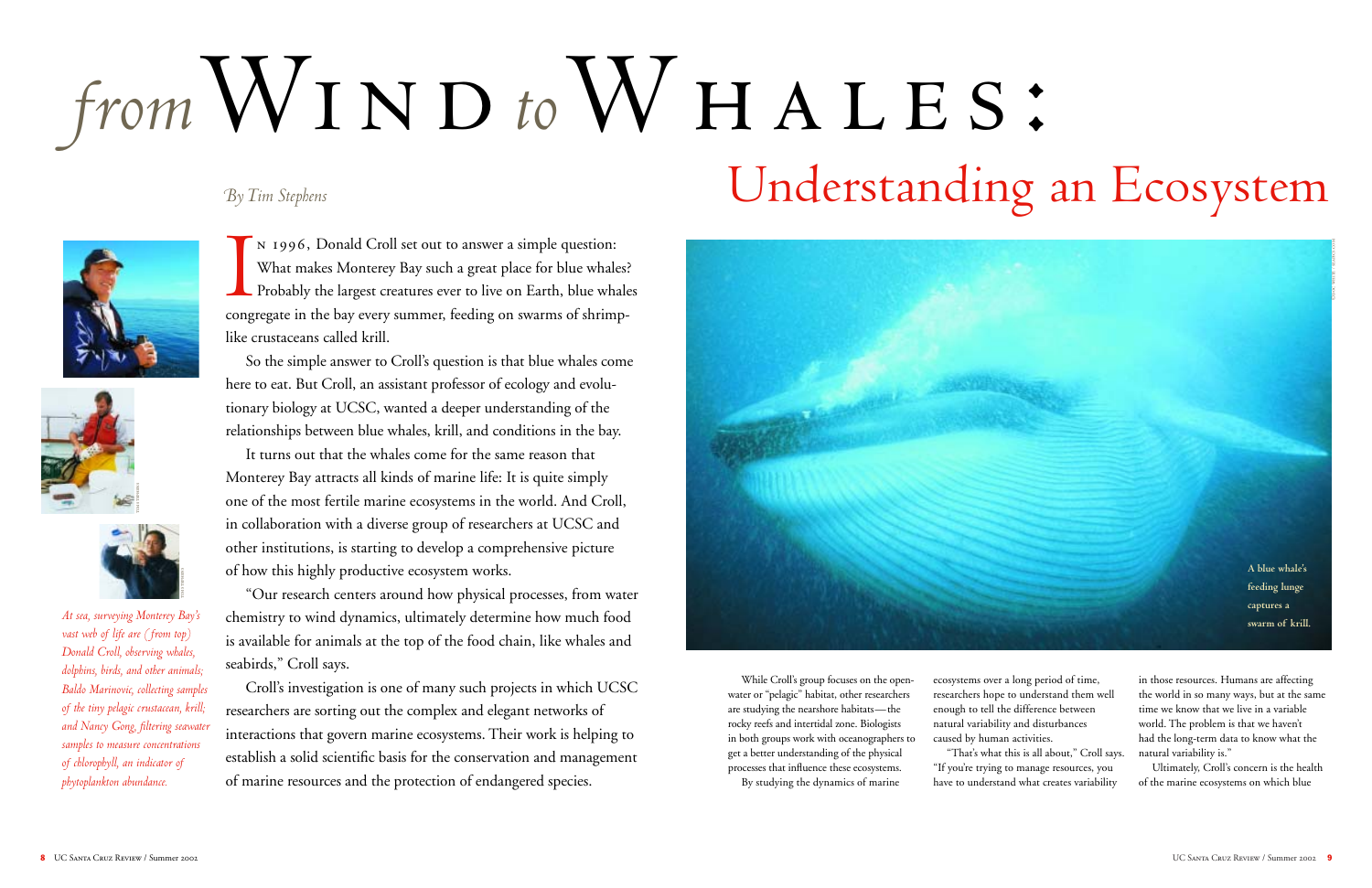# *from* Wind *to* Whales: Understanding an Ecosystem

*By Tim Stephens*

*At sea, surveying Monterey Bay's vast web of life are (from top) Donald Croll, observing whales, dolphins, birds, and other animals; Baldo Marinovic, collecting samples of the tiny pelagic crustacean, krill; and Nancy Gong, filtering seawater samples to measure concentrations of chlorophyll, an indicator of phytoplankton abundance.*

In 1996, Donald Croll set out to answer a simple question: What makes Monterey Bay such a great place for blue whales? Probably the largest creatures ever to live on Earth, blue whales congregate in the bay every summer, feeding on swarms of shrimp-like crustaceans called krill.

So the simple answer to Croll's question is that blue whales come here to eat. But Croll, an assistant professor of ecology and evolutionary biology at UCSC, wanted a deeper understanding of the relationships between blue whales, krill, and conditions in the bay.

It turns out that the whales come for the same reason that Monterey Bay attracts all kinds of marine life: It is quite simply one of the most fertile marine ecosystems in the world. And Croll, in collaboration with a diverse group of researchers at UCSC and other institutions, is starting to develop a comprehensive picture of how this highly productive ecosystem works.

"Our research centers around how physical processes, from water chemistry to wind dynamics, ultimately determine how much food is available for animals at the top of the food chain, like whales and seabirds," Croll says.

Croll's investigation is one of many such projects in which UCSC researchers are sorting out the complex and elegant networks of interactions that govern marine ecosystems. Their work is helping to establish a solid scientific basis for the conservation and management of marine resources and the protection of endangered species.

A blue whale's feeding lunge captures a swarm of krill.

While Croll's group focuses on the open-water or "pelagic" habitat, other researchers are studying the nearshore habitats—the rocky reefs and intertidal zone. Biologists in both groups work with oceanographers to get a better understanding of the physical processes that influence these ecosystems.

By studying the dynamics of marine ecosystems over a long period of time, researchers hope to understand them well enough to tell the difference between natural variability and disturbances caused by human activities.

"That's what this is all about," Croll says. "If you're trying to manage resources, you have to understand what creates variability in those resources. Humans are affecting the world in so many ways, but at the same time we know that we live in a variable world. The problem is that we haven't had the long-term data to know what the natural variability is."

Ultimately, Croll's concern is the health of the marine ecosystems on which blue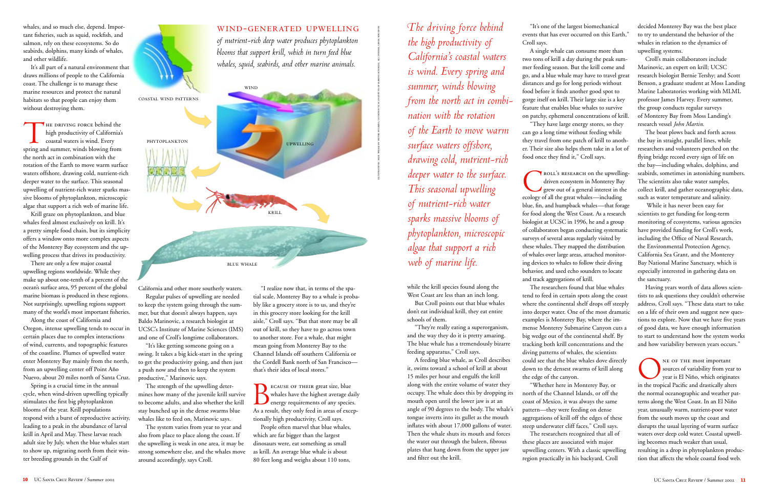whales, and so much else, depend. Important fisheries, such as squid, rockfish, and salmon, rely on these ecosystems. So do seabirds, dolphins, many kinds of whales, and other wildlife.

It's all part of a natural environment that draws millions of people to the California coast. The challenge is to manage these marine resources and protect the natural habitats so that people can enjoy them without destroying them.

The driving force behind the high productivity of California's coastal waters is wind. Every spring and summer, winds blowing from the north act in combination with the rotation of the Earth to move warm surface waters offshore, drawing cold, nutrient-rich deeper water to the surface. This seasonal upwelling of nutrient-rich water sparks massive blooms of phytoplankton, microscopic algae that support a rich web of marine life.

Krill graze on phytoplankton, and blue whales feed almost exclusively on krill. It's a pretty simple food chain, but its simplicity offers a window onto more complex aspects of the Monterey Bay ecosystem and the upwelling process that drives its productivity.

There are only a few major coastal upwelling regions worldwide. While they make up about one-tenth of a percent of the ocean's surface area, 95 percent of the global marine biomass is produced in these regions. Not surprisingly, upwelling regions support many of the world's most important fisheries.

Along the coast of California and Oregon, intense upwelling tends to occur in certain places due to complex interactions of wind, currents, and topographic features of the coastline. Plumes of upwelled water enter Monterey Bay mainly from the north, from an upwelling center off Point Año Nuevo, about 20 miles north of Santa Cruz.

Spring is a crucial time in the annual cycle, when wind-driven upwelling typically stimulates the first big phytoplankton blooms of the year. Krill populations respond with a burst of reproductive activity, leading to a peak in the abundance of larval krill in April and May. These larvae reach adult size by July, when the blue whales start to show up, migrating north from their winter breeding grounds in the Gulf of California and other more southerly waters.

**WIND-GENERATED UPWELLING** *of nutrient-rich deep water produces phytoplankton blooms that support krill, which in turn feed blue whales, squid, seabirds, and other marine animals.*

COASTAL WIND PATTERNS — WIND — UPWELLING — PHYTOPLANKTON — KRILL — BLUE WHALE

Regular pulses of upwelling are needed to keep the system going through the summer, but that doesn't always happen, says Baldo Marinovic, a research biologist at UCSC's Institute of Marine Sciences (IMS) and one of Croll's longtime collaborators.

"It's like getting someone going on a swing. It takes a big kick-start in the spring to get the productivity going, and then just a push now and then to keep the system productive," Marinovic says.

The strength of the upwelling determines how many of the juvenile krill survive to become adults, and also whether the krill stay bunched up in the dense swarms blue whales like to feed on, Marinovic says.

The system varies from year to year and also from place to place along the coast. If the upwelling is weak in one area, it may be strong somewhere else, and the whales move around accordingly, says Croll.

"I realize now that, in terms of the spatial scale, Monterey Bay to a whale is probably like a grocery store is to us, and they're in this grocery store looking for the krill aisle," Croll says. "But that store may be all out of krill, so they have to go across town to another store. For a whale, that might mean going from Monterey Bay to the Channel Islands off southern California or the Cordell Bank north of San Francisco—that's their idea of local stores."

Because of their great size, blue whales have the highest average daily energy requirements of any species. As a result, they only feed in areas of exceptionally high productivity, Croll says.

People often marvel that blue whales, which are far bigger than the largest dinosaurs were, eat something as small as krill. An average blue whale is about 80 feet long and weighs about 110 tons, while the krill species found along the West Coast are less than an inch long.

But Croll points out that blue whales don't eat individual krill, they eat entire schools of them.

"They're really eating a superorganism, and the way they do it is pretty amazing. The blue whale has a tremendously bizarre feeding apparatus," Croll says.

A feeding blue whale, as Croll describes it, swims toward a school of krill at about 15 miles per hour and engulfs the krill along with the entire volume of water they occupy. The whale does this by dropping its mouth open until the lower jaw is at an angle of 90 degrees to the body. The whale's tongue inverts into its gullet as the mouth inflates with about 17,000 gallons of water. Then the whale shuts its mouth and forces the water out through the baleen, fibrous plates that hang down from the upper jaw and filter out the krill.

*The driving force behind the high productivity of California's coastal waters is wind. Every spring and summer, winds blowing from the north act in combination with the rotation of the Earth to move warm surface waters offshore, drawing cold, nutrient-rich deeper water to the surface. This seasonal upwelling of nutrient-rich water sparks massive blooms of phytoplankton, microscopic algae that support a rich web of marine life.*

"It's one of the largest biomechanical events that has ever occurred on this Earth," Croll says.

A single whale can consume more than two tons of krill a day during the peak summer feeding season. But the krill come and go, and a blue whale may have to travel great distances and go for long periods without food before it finds another good spot to gorge itself on krill. Their large size is a key feature that enables blue whales to survive on patchy, ephemeral concentrations of krill.

"They have large energy stores, so they can go a long time without feeding while they travel from one patch of krill to another. Their size also helps them take in a lot of food once they find it," Croll says.

Croll's research on the upwelling-driven ecosystem in Monterey Bay grew out of a general interest in the ecology of all the great whales—including blue, fin, and humpback whales—that forage for food along the West Coast. As a research biologist at UCSC in 1996, he and a group of collaborators began conducting systematic surveys of several areas regularly visited by these whales. They mapped the distribution of whales over large areas, attached monitoring devices to whales to follow their diving behavior, and used echo sounders to locate and track aggregations of krill.

The researchers found that blue whales tend to feed in certain spots along the coast where the continental shelf drops off steeply into deeper water. One of the most dramatic examples is Monterey Bay, where the immense Monterey Submarine Canyon cuts a big wedge out of the continental shelf. By tracking both krill concentrations and the diving patterns of whales, the scientists could see that the blue whales dove directly down to the densest swarms of krill along the edge of the canyon.

"Whether here in Monterey Bay, or north of the Channel Islands, or off the coast of Mexico, it was always the same pattern—they were feeding on dense aggregations of krill off the edges of these steep underwater cliff faces," Croll says.

The researchers recognized that all of these places are associated with major upwelling centers. With a classic upwelling region practically in his backyard, Croll decided Monterey Bay was the best place to try to understand the behavior of the whales in relation to the dynamics of upwelling systems.

Croll's main collaborators include Marinovic, an expert on krill; UCSC research biologist Bernie Tershy; and Scott Benson, a graduate student at Moss Landing Marine Laboratories working with MLML professor James Harvey. Every summer, the group conducts regular surveys of Monterey Bay from Moss Landing's research vessel *John Martin*.

The boat plows back and forth across the bay in straight, parallel lines, while researchers and volunteers perched on the flying bridge record every sign of life on the bay—including whales, dolphins, and seabirds, sometimes in astonishing numbers. The scientists also take water samples, collect krill, and gather oceanographic data, such as water temperature and salinity.

While it has never been easy for scientists to get funding for long-term monitoring of ecosystems, various agencies have provided funding for Croll's work, including the Office of Naval Research, the Environmental Protection Agency, California Sea Grant, and the Monterey Bay National Marine Sanctuary, which is especially interested in gathering data on the sanctuary.

Having years worth of data allows scientists to ask questions they couldn't otherwise address, Croll says. "These data start to take on a life of their own and suggest new questions to explore. Now that we have five years of good data, we have enough information to start to understand how the system works and how variability between years occurs."

One of the most important sources of variability from year to year is El Niño, which originates in the tropical Pacific and drastically alters the normal oceanographic and weather patterns along the West Coast. In an El Niño year, unusually warm, nutrient-poor water from the south moves up the coast and disrupts the usual layering of warm surface waters over deep cold water. Coastal upwelling becomes much weaker than usual, resulting in a drop in phytoplankton production that affects the whole coastal food web.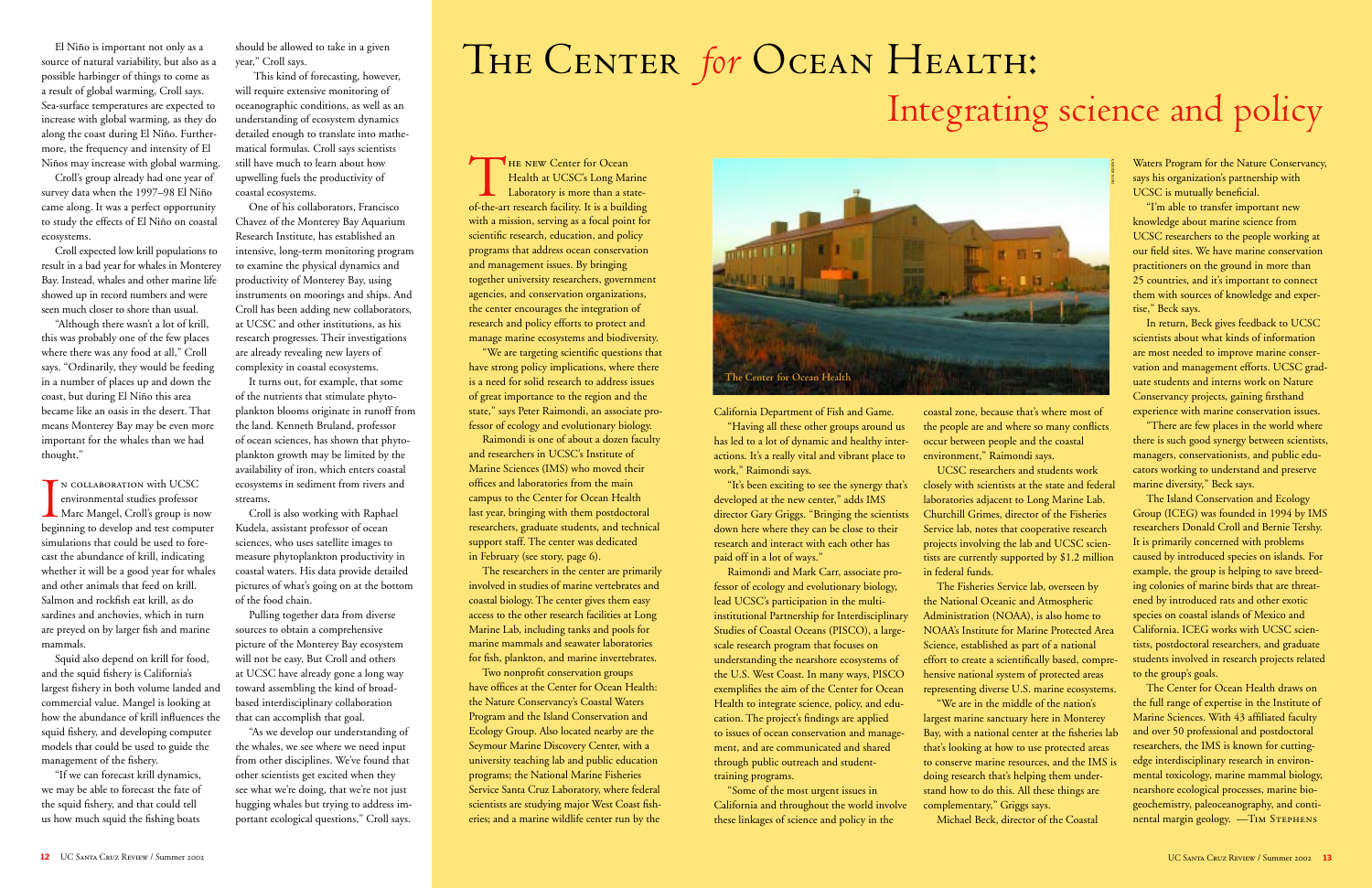El Niño is important not only as a source of natural variability, but also as a possible harbinger of things to come as a result of global warming, Croll says. Sea-surface temperatures are expected to increase with global warming, as they do along the coast during El Niño. Furthermore, the frequency and intensity of El Niños may increase with global warming.

Croll's group already had one year of survey data when the 1997–98 El Niño came along. It was a perfect opportunity to study the effects of El Niño on coastal ecosystems.

Croll expected low krill populations to result in a bad year for whales in Monterey Bay. Instead, whales and other marine life showed up in record numbers and were seen much closer to shore than usual.

"Although there wasn't a lot of krill, this was probably one of the few places where there was any food at all," Croll says. "Ordinarily, they would be feeding in a number of places up and down the coast, but during El Niño this area became like an oasis in the desert. That means Monterey Bay may be even more important for the whales than we had thought."

In collaboration with UCSC environmental studies professor Marc Mangel, Croll's group is now beginning to develop and test computer simulations that could be used to forecast the abundance of krill, indicating whether it will be a good year for whales and other animals that feed on krill. Salmon and rockfish eat krill, as do sardines and anchovies, which in turn are preyed on by larger fish and marine mammals.

Squid also depend on krill for food, and the squid fishery is California's largest fishery in both volume landed and commercial value. Mangel is looking at how the abundance of krill influences the squid fishery, and developing computer models that could be used to guide the management of the fishery.

"If we can forecast krill dynamics, we may be able to forecast the fate of the squid fishery, and that could tell us how much squid the fishing boats should be allowed to take in a given year," Croll says.

This kind of forecasting, however, will require extensive monitoring of oceanographic conditions, as well as an understanding of ecosystem dynamics detailed enough to translate into mathematical formulas. Croll says scientists still have much to learn about how upwelling fuels the productivity of coastal ecosystems.

One of his collaborators, Francisco Chavez of the Monterey Bay Aquarium Research Institute, has established an intensive, long-term monitoring program to examine the physical dynamics and productivity of Monterey Bay, using instruments on moorings and ships. And Croll has been adding new collaborators, at UCSC and other institutions, as his research progresses. Their investigations are already revealing new layers of complexity in coastal ecosystems.

It turns out, for example, that some of the nutrients that stimulate phytoplankton blooms originate in runoff from the land. Kenneth Bruland, professor of ocean sciences, has shown that phytoplankton growth may be limited by the availability of iron, which enters coastal ecosystems in sediment from rivers and streams.

Croll is also working with Raphael Kudela, assistant professor of ocean sciences, who uses satellite images to measure phytoplankton productivity in coastal waters. His data provide detailed pictures of what's going on at the bottom of the food chain.

Pulling together data from diverse sources to obtain a comprehensive picture of the Monterey Bay ecosystem will not be easy. But Croll and others at UCSC have already gone a long way toward assembling the kind of broad-based interdisciplinary collaboration that can accomplish that goal.

"As we develop our understanding of the whales, we see where we need input from other disciplines. We've found that other scientists get excited when they see what we're doing, that we're not just hugging whales but trying to address important ecological questions," Croll says.

# The Center *for* Ocean Health:

## Integrating science and policy

The new Center for Ocean Health at UCSC's Long Marine Laboratory is more than a state-of-the-art research facility. It is a building with a mission, serving as a focal point for scientific research, education, and policy programs that address ocean conservation and management issues. By bringing together university researchers, government agencies, and conservation organizations, the center encourages the integration of research and policy efforts to protect and manage marine ecosystems and biodiversity.

"We are targeting scientific questions that have strong policy implications, where there is a need for solid research to address issues of great importance to the region and the state," says Peter Raimondi, an associate professor of ecology and evolutionary biology.

Raimondi is one of about a dozen faculty and researchers in UCSC's Institute of Marine Sciences (IMS) who moved their offices and laboratories from the main campus to the Center for Ocean Health last year, bringing with them postdoctoral researchers, graduate students, and technical support staff. The center was dedicated in February (see story, page 6).

The researchers in the center are primarily involved in studies of marine vertebrates and coastal biology. The center gives them easy access to the other research facilities at Long Marine Lab, including tanks and pools for marine mammals and seawater laboratories for fish, plankton, and marine invertebrates.

Two nonprofit conservation groups have offices at the Center for Ocean Health: the Nature Conservancy's Coastal Waters Program and the Island Conservation and Ecology Group. Also located nearby are the Seymour Marine Discovery Center, with a university teaching lab and public education programs; the National Marine Fisheries Service Santa Cruz Laboratory, where federal scientists are studying major West Coast fisheries; and a marine wildlife center run by the California Department of Fish and Game.

The Center for Ocean Health

"Having all these other groups around us has led to a lot of dynamic and healthy interactions. It's a really vital and vibrant place to work," Raimondi says.

"It's been exciting to see the synergy that's developed at the new center," adds IMS director Gary Griggs. "Bringing the scientists down here where they can be close to their research and interact with each other has paid off in a lot of ways."

Raimondi and Mark Carr, associate professor of ecology and evolutionary biology, lead UCSC's participation in the multi-institutional Partnership for Interdisciplinary Studies of Coastal Oceans (PISCO), a large-scale research program that focuses on understanding the nearshore ecosystems of the U.S. West Coast. In many ways, PISCO exemplifies the aim of the Center for Ocean Health to integrate science, policy, and education. The project's findings are applied to issues of ocean conservation and management, and are communicated and shared through public outreach and student-training programs.

"Some of the most urgent issues in California and throughout the world involve these linkages of science and policy in the coastal zone, because that's where most of the people are and where so many conflicts occur between people and the coastal environment," Raimondi says.

UCSC researchers and students work closely with scientists at the state and federal laboratories adjacent to Long Marine Lab. Churchill Grimes, director of the Fisheries Service lab, notes that cooperative research projects involving the lab and UCSC scientists are currently supported by $1.2 million in federal funds.

The Fisheries Service lab, overseen by the National Oceanic and Atmospheric Administration (NOAA), is also home to NOAA's Institute for Marine Protected Area Science, established as part of a national effort to create a scientifically based, comprehensive national system of protected areas representing diverse U.S. marine ecosystems.

"We are in the middle of the nation's largest marine sanctuary here in Monterey Bay, with a national center at the fisheries lab that's looking at how to use protected areas to conserve marine resources, and the IMS is doing research that's helping them understand how to do this. All these things are complementary," Griggs says.

Michael Beck, director of the Coastal Waters Program for the Nature Conservancy, says his organization's partnership with UCSC is mutually beneficial.

"I'm able to transfer important new knowledge about marine science from UCSC researchers to the people working at our field sites. We have marine conservation practitioners on the ground in more than 25 countries, and it's important to connect them with sources of knowledge and expertise," Beck says.

In return, Beck gives feedback to UCSC scientists about what kinds of information are most needed to improve marine conservation and management efforts. UCSC graduate students and interns work on Nature Conservancy projects, gaining firsthand experience with marine conservation issues.

"There are few places in the world where there is such good synergy between scientists, managers, conservationists, and public educators working to understand and preserve marine diversity," Beck says.

The Island Conservation and Ecology Group (ICEG) was founded in 1994 by IMS researchers Donald Croll and Bernie Tershy. It is primarily concerned with problems caused by introduced species on islands. For example, the group is helping to save breeding colonies of marine birds that are threatened by introduced rats and other exotic species on coastal islands of Mexico and California. ICEG works with UCSC scientists, postdoctoral researchers, and graduate students involved in research projects related to the group's goals.

The Center for Ocean Health draws on the full range of expertise in the Institute of Marine Sciences. With 43 affiliated faculty and over 50 professional and postdoctoral researchers, the IMS is known for cutting-edge interdisciplinary research in environmental toxicology, marine mammal biology, nearshore ecological processes, marine biogeochemistry, paleoceanography, and continental margin geology. —Tim Stephens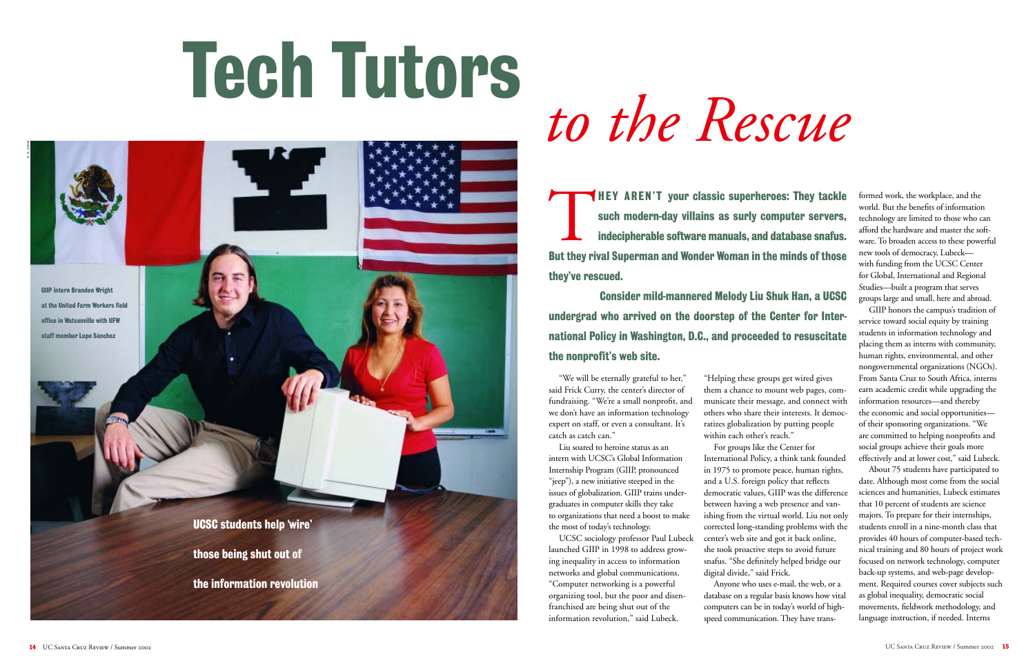# Tech Tutors *to the Rescue*

GIIP intern Brandon Wright at the United Farm Workers field office in Watsonville with UFW staff member Lupe Sánchez

**UCSC students help 'wire' those being shut out of the information revolution**

**THEY AREN'T your classic superheroes: They tackle such modern-day villains as surly computer servers, indecipherable software manuals, and database snafus. But they rival Superman and Wonder Woman in the minds of those they've rescued.**

**Consider mild-mannered Melody Liu Shuk Han, a UCSC undergrad who arrived on the doorstep of the Center for International Policy in Washington, D.C., and proceeded to resuscitate the nonprofit's web site.**

"We will be eternally grateful to her," said Frick Curry, the center's director of fundraising. "We're a small nonprofit, and we don't have an information technology expert on staff, or even a consultant. It's catch as catch can."

Liu soared to heroine status as an intern with UCSC's Global Information Internship Program (GIIP, pronounced "jeep"), a new initiative steeped in the issues of globalization. GIIP trains undergraduates in computer skills they take to organizations that need a boost to make the most of today's technology.

UCSC sociology professor Paul Lubeck launched GIIP in 1998 to address growing inequality in access to information networks and global communications. "Computer networking is a powerful organizing tool, but the poor and disenfranchised are being shut out of the information revolution," said Lubeck. "Helping these groups get wired gives them a chance to mount web pages, communicate their message, and connect with others who share their interests. It democratizes globalization by putting people within each other's reach."

For groups like the Center for International Policy, a think tank founded in 1975 to promote peace, human rights, and a U.S. foreign policy that reflects democratic values, GIIP was the difference between having a web presence and vanishing from the virtual world. Liu not only corrected long-standing problems with the center's web site and got it back online, she took proactive steps to avoid future snafus. "She definitely helped bridge our digital divide," said Frick.

Anyone who uses e-mail, the web, or a database on a regular basis knows how vital computers can be in today's world of high-speed communication. They have transformed work, the workplace, and the world. But the benefits of information technology are limited to those who can afford the hardware and master the software. To broaden access to these powerful new tools of democracy, Lubeck—with funding from the UCSC Center for Global, International and Regional Studies—built a program that serves groups large and small, here and abroad.

GIIP honors the campus's tradition of service toward social equity by training students in information technology and placing them as interns with community, human rights, environmental, and other nongovernmental organizations (NGOs). From Santa Cruz to South Africa, interns earn academic credit while upgrading the information resources—and thereby the economic and social opportunities—of their sponsoring organizations. "We are committed to helping nonprofits and social groups achieve their goals more effectively and at lower cost," said Lubeck.

About 75 students have participated to date. Although most come from the social sciences and humanities, Lubeck estimates that 10 percent of students are science majors. To prepare for their internships, students enroll in a nine-month class that provides 40 hours of computer-based technical training and 80 hours of project work focused on network technology, computer back-up systems, and web-page development. Required courses cover subjects such as global inequality, democratic social movements, fieldwork methodology, and language instruction, if needed. Interns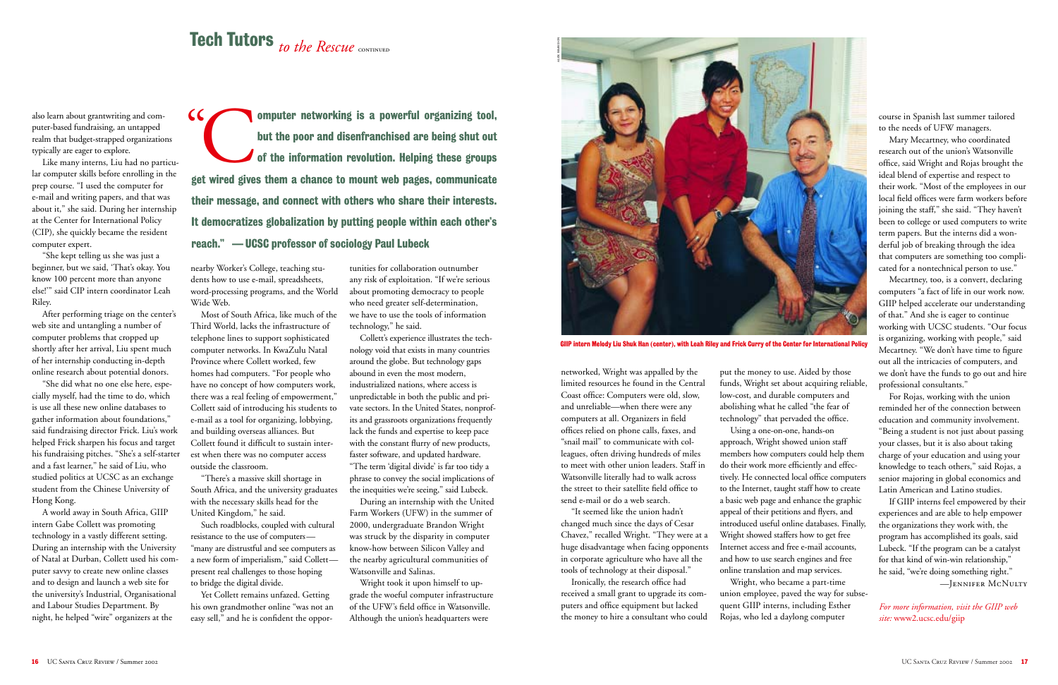## Tech Tutors *to the Rescue* CONTINUED

also learn about grantwriting and computer-based fundraising, an untapped realm that budget-strapped organizations typically are eager to explore.

Like many interns, Liu had no particular computer skills before enrolling in the prep course. "I used the computer for e-mail and writing papers, and that was about it," she said. During her internship at the Center for International Policy (CIP), she quickly became the resident computer expert.

"She kept telling us she was just a beginner, but we said, 'That's okay. You know 100 percent more than anyone else!'" said CIP intern coordinator Leah Riley.

After performing triage on the center's web site and untangling a number of computer problems that cropped up shortly after her arrival, Liu spent much of her internship conducting in-depth online research about potential donors.

"She did what no one else here, especially myself, had the time to do, which is use all these new online databases to gather information about foundations," said fundraising director Frick. Liu's work helped Frick sharpen his focus and target his fundraising pitches. "She's a self-starter and a fast learner," he said of Liu, who studied politics at UCSC as an exchange student from the Chinese University of Hong Kong.

A world away in South Africa, GIIP intern Gabe Collett was promoting technology in a vastly different setting. During an internship with the University of Natal at Durban, Collett used his computer savvy to create new online classes and to design and launch a web site for the university's Industrial, Organisational and Labour Studies Department. By night, he helped "wire" organizers at the nearby Worker's College, teaching students how to use e-mail, spreadsheets, word-processing programs, and the World Wide Web.

> **"Computer networking is a powerful organizing tool, but the poor and disenfranchised are being shut out of the information revolution. Helping these groups get wired gives them a chance to mount web pages, communicate their message, and connect with others who share their interests. It democratizes globalization by putting people within each other's reach." — UCSC professor of sociology Paul Lubeck**

Most of South Africa, like much of the Third World, lacks the infrastructure of telephone lines to support sophisticated computer networks. In KwaZulu Natal Province where Collett worked, few homes had computers. "For people who have no concept of how computers work, there was a real feeling of empowerment," Collett said of introducing his students to e-mail as a tool for organizing, lobbying, and building overseas alliances. But Collett found it difficult to sustain interest when there was no computer access outside the classroom.

"There's a massive skill shortage in South Africa, and the university graduates with the necessary skills head for the United Kingdom," he said.

Such roadblocks, coupled with cultural resistance to the use of computers—"many are distrustful and see computers as a new form of imperialism," said Collett—present real challenges to those hoping to bridge the digital divide.

Yet Collett remains unfazed. Getting his own grandmother online "was not an easy sell," and he is confident the opportunities for collaboration outnumber any risk of exploitation. "If we're serious about promoting democracy to people who need greater self-determination, we have to use the tools of information technology," he said.

Collett's experience illustrates the technology void that exists in many countries around the globe. But technology gaps abound in even the most modern, industrialized nations, where access is unpredictable in both the public and private sectors. In the United States, nonprofits and grassroots organizations frequently lack the funds and expertise to keep pace with the constant flurry of new products, faster software, and updated hardware. "The term 'digital divide' is far too tidy a phrase to convey the social implications of the inequities we're seeing," said Lubeck.

During an internship with the United Farm Workers (UFW) in the summer of 2000, undergraduate Brandon Wright was struck by the disparity in computer know-how between Silicon Valley and the nearby agricultural communities of Watsonville and Salinas.

Wright took it upon himself to upgrade the woefully poor computer infrastructure of the UFW's field office in Watsonville. Although the union's headquarters were networked, Wright was appalled by the limited resources he found in the Central Coast office: Computers were old, slow, and unreliable—when there were any computers at all. Organizers in field offices relied on phone calls, faxes, and "snail mail" to communicate with colleagues, often driving hundreds of miles to meet with other union leaders. Staff in Watsonville literally had to walk across the street to their satellite field office to send e-mail or do a web search.

GIIP intern Melody Liu Shuk Han (center), with Leah Riley and Frick Curry of the Center for International Policy

"It seemed like the union hadn't changed much since the days of Cesar Chavez," recalled Wright. "They were at a huge disadvantage when facing opponents in corporate agriculture who have all the tools of technology at their disposal."

Ironically, the research office had received a small grant to upgrade its computers and office equipment but lacked the money to hire a consultant who could put the money to use. Aided by those funds, Wright set about acquiring reliable, low-cost, and durable computers and abolishing what he called "the fear of technology" that pervaded the office.

Using a one-on-one, hands-on approach, Wright showed union staff members how computers could help them do their work more efficiently and effectively. He connected local office computers to the Internet, taught staff how to create a basic web page and enhance the graphic appeal of their petitions and flyers, and introduced useful online databases. Finally, Wright showed staffers how to get free Internet access and free e-mail accounts, and how to use search engines and free online translation and map services.

Wright, who became a part-time union employee, paved the way for subsequent GIIP interns, including Esther Rojas, who led a daylong computer course in Spanish last summer tailored to the needs of UFW managers.

Mary Mecartney, who coordinated research out of the union's Watsonville office, said Wright and Rojas brought the ideal blend of expertise and respect to their work. "Most of the employees in our local field offices were farm workers before joining the staff," she said. "They haven't been to college or used computers to write term papers. But the interns did a wonderful job of breaking through the idea that computers are something too complicated for a nontechnical person to use."

Mecartney, too, is a convert, declaring computers "a fact of life in our work now. GIIP helped accelerate our understanding of that." And she is eager to continue working with UCSC students. "Our focus is organizing, working with people," said Mecartney. "We don't have time to figure out all the intricacies of computers, and we don't have the funds to go out and hire professional consultants."

For Rojas, working with the union reminded her of the connection between education and community involvement. "Being a student is not just about passing your classes, but it is also about taking charge of your education and using your knowledge to teach others," said Rojas, a senior majoring in global economics and Latin American and Latino studies.

If GIIP interns feel empowered by their experiences and are able to help empower the organizations they work with, the program has accomplished its goals, said Lubeck. "If the program can be a catalyst for that kind of win-win relationship," he said, "we're doing something right."

—JENNIFER MCNULTY

*For more information, visit the GIIP web site:* www2.ucsc.edu/giip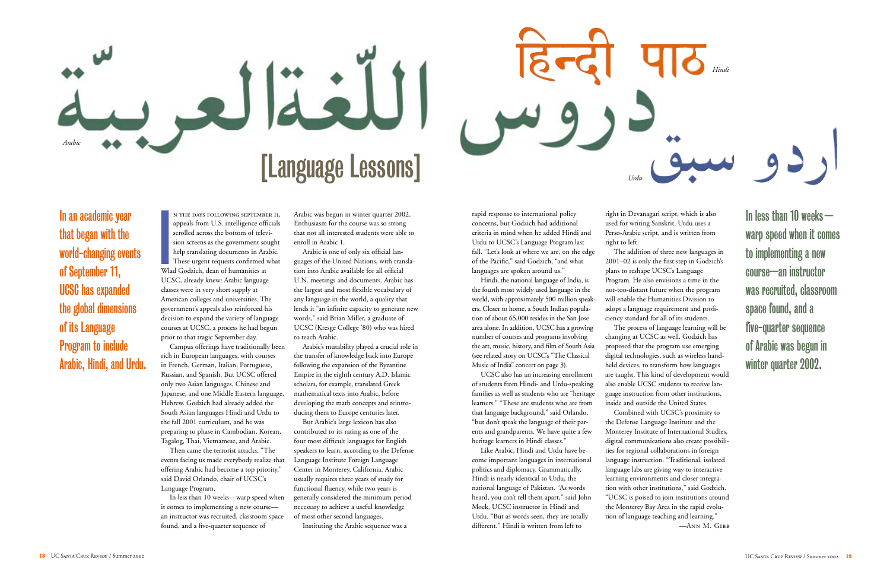اللّغةالعربيّة *Arabic*

हिन्दी पाठ *Hindi*

دروس

اردو سبق *Urdu*

# [Language Lessons]

**In an academic year that began with the world-changing events of September 11, UCSC has expanded the global dimensions of its Language Program to include Arabic, Hindi, and Urdu.**

In the days following September 11, appeals from U.S. intelligence officials scrolled across the bottom of television screens as the government sought help translating documents in Arabic. These urgent requests confirmed what Wlad Godzich, dean of humanities at UCSC, already knew: Arabic language classes were in very short supply at American colleges and universities. The government's appeals also reinforced his decision to expand the variety of language courses at UCSC, a process he had begun prior to that tragic September day.

Campus offerings have traditionally been rich in European languages, with courses in French, German, Italian, Portuguese, Russian, and Spanish. But UCSC offered only two Asian languages, Chinese and Japanese, and one Middle Eastern language, Hebrew. Godzich had already added the South Asian languages Hindi and Urdu to the fall 2001 curriculum, and he was preparing to phase in Cambodian, Korean, Tagalog, Thai, Vietnamese, and Arabic.

Then came the terrorist attacks. "The events facing us made everybody realize that offering Arabic had become a top priority," said David Orlando, chair of UCSC's Language Program.

In less than 10 weeks—warp speed when it comes to implementing a new course—an instructor was recruited, classroom space found, and a five-quarter sequence of Arabic was begun in winter quarter 2002. Enthusiasm for the course was so strong that not all interested students were able to enroll in Arabic 1.

Arabic is one of only six official languages of the United Nations, with translation into Arabic available for all official U.N. meetings and documents. Arabic has the largest and most flexible vocabulary of any language in the world, a quality that lends it "an infinite capacity to generate new words," said Brian Miller, a graduate of UCSC (Kresge College '80) who was hired to teach Arabic.

Arabic's mutability played a crucial role in the transfer of knowledge back into Europe following the expansion of the Byzantine Empire in the eighth century A.D. Islamic scholars, for example, translated Greek mathematical texts into Arabic, before developing the math concepts and reintroducing them to Europe centuries later.

But Arabic's large lexicon has also contributed to its rating as one of the four most difficult languages for English speakers to learn, according to the Defense Language Institute Foreign Language Center in Monterey, California. Arabic usually requires three years of study for functional fluency, while two years is generally considered the minimum period necessary to achieve a useful knowledge of most other second languages.

Instituting the Arabic sequence was a rapid response to international policy concerns, but Godzich had additional criteria in mind when he added Hindi and Urdu to UCSC's Language Program last fall. "Let's look at where we are, on the edge of the Pacific," said Godzich, "and what languages are spoken around us."

Hindi, the national language of India, is the fourth most widely used language in the world, with approximately 500 million speakers. Closer to home, a South Indian population of about 65,000 resides in the San Jose area alone. In addition, UCSC has a growing number of courses and programs involving the art, music, history, and film of South Asia (see related story on UCSC's "The Classical Music of India" concert on page 3).

UCSC also has an increasing enrollment of students from Hindi- and Urdu-speaking families as well as students who are "heritage learners." "These are students who are from that language background," said Orlando, "but don't speak the language of their parents and grandparents. We have quite a few heritage learners in Hindi classes."

Like Arabic, Hindi and Urdu have become important languages in international politics and diplomacy. Grammatically, Hindi is nearly identical to Urdu, the national language of Pakistan. "As words heard, you can't tell them apart," said John Mock, UCSC instructor in Hindi and Urdu. "But as words seen, they are totally different." Hindi is written from left to right in Devanagari script, which is also used for writing Sanskrit. Urdu uses a Perso-Arabic script, and is written from right to left.

The addition of three new languages in 2001–02 is only the first step in Godzich's plans to reshape UCSC's Language Program. He also envisions a time in the not-too-distant future when the program will enable the Humanities Division to adopt a language requirement and proficiency standard for all of its students.

The process of language learning will be changing at UCSC as well. Godzich has proposed that the program use emerging digital technologies, such as wireless handheld devices, to transform how languages are taught. This kind of development would also enable UCSC students to receive language instruction from other institutions, inside and outside the United States.

Combined with UCSC's proximity to the Defense Language Institute and the Monterey Institute of International Studies, digital communications also create possibilities for regional collaborations in foreign language instruction. "Traditional, isolated language labs are giving way to interactive learning environments and closer integration with other institutions," said Godzich. "UCSC is poised to join institutions around the Monterey Bay Area in the rapid evolution of language teaching and learning."

—Ann M. Gibb

**In less than 10 weeks—warp speed when it comes to implementing a new course—an instructor was recruited, classroom space found, and a five-quarter sequence of Arabic was begun in winter quarter 2002.**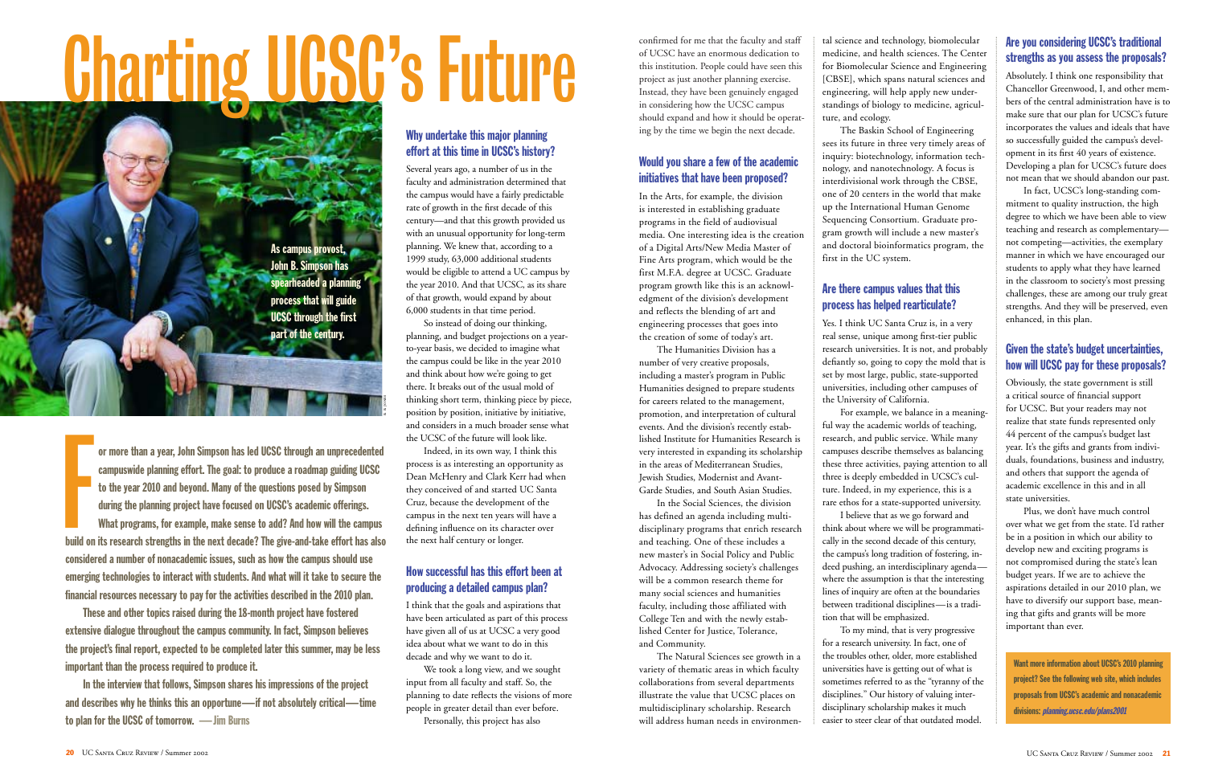# Charting UCSC's Future

As campus provost, John B. Simpson has spearheaded a planning process that will guide UCSC through the first part of the century.

**For more than a year, John Simpson has led UCSC through an unprecedented campuswide planning effort. The goal: to produce a roadmap guiding UCSC to the year 2010 and beyond. Many of the questions posed by Simpson during the planning project have focused on UCSC's academic offerings. What programs, for example, make sense to add? And how will the campus build on its research strengths in the next decade? The give-and-take effort has also considered a number of nonacademic issues, such as how the campus should use emerging technologies to interact with students. And what will it take to secure the financial resources necessary to pay for the activities described in the 2010 plan.**

**These and other topics raised during the 18-month project have fostered extensive dialogue throughout the campus community. In fact, Simpson believes the project's final report, expected to be completed later this summer, may be less important than the process required to produce it.**

**In the interview that follows, Simpson shares his impressions of the project and describes why he thinks this an opportune—if not absolutely critical—time to plan for the UCSC of tomorrow. —Jim Burns**

## Why undertake this major planning effort at this time in UCSC's history?

Several years ago, a number of us in the faculty and administration determined that the campus would have a fairly predictable rate of growth in the first decade of this century—and that this growth provided us with an unusual opportunity for long-term planning. We knew that, according to a 1999 study, 63,000 additional students would be eligible to attend a UC campus by the year 2010. And that UCSC, as its share of that growth, would expand by about 6,000 students in that time period.

So instead of doing our thinking, planning, and budget projections on a year-to-year basis, we decided to imagine what the campus could be like in the year 2010 and think about how we're going to get there. It breaks out of the usual mold of thinking short term, thinking piece by piece, position by position, initiative by initiative, and considers in a much broader sense what the UCSC of the future will look like.

Indeed, in its own way, I think this process is as interesting an opportunity as Dean McHenry and Clark Kerr had when they conceived of and started UC Santa Cruz, because the development of the campus in the next ten years will have a defining influence on its character over the next half century or longer.

## How successful has this effort been at producing a detailed campus plan?

I think that the goals and aspirations that have been articulated as part of this process have given all of us at UCSC a very good idea about what we want to do in this decade and why we want to do it.

We took a long view, and we sought input from all faculty and staff. So, the planning to date reflects the visions of more people in greater detail than ever before.

Personally, this project has also confirmed for me that the faculty and staff of UCSC have an enormous dedication to this institution. People could have seen this project as just another planning exercise. Instead, they have been genuinely engaged in considering how the UCSC campus should expand and how it should be operating by the time we begin the next decade.

## Would you share a few of the academic initiatives that have been proposed?

In the Arts, for example, the division is interested in establishing graduate programs in the field of audiovisual media. One interesting idea is the creation of a Digital Arts/New Media Master of Fine Arts program, which would be the first M.F.A. degree at UCSC. Graduate program growth like this is an acknowledgment of the division's development and reflects the blending of art and engineering processes that goes into the creation of some of today's art.

The Humanities Division has a number of very creative proposals, including a master's program in Public Humanities designed to prepare students for careers related to the management, promotion, and interpretation of cultural events. And the division's recently established Institute for Humanities Research is very interested in expanding its scholarship in the areas of Mediterranean Studies, Jewish Studies, Modernist and Avant-Garde Studies, and South Asian Studies.

In the Social Sciences, the division has defined an agenda including multidisciplinary programs that enrich research and teaching. One of these includes a new master's in Social Policy and Public Advocacy. Addressing society's challenges will be a common research theme for many social sciences and humanities faculty, including those affiliated with College Ten and with the newly established Center for Justice, Tolerance, and Community.

The Natural Sciences see growth in a variety of thematic areas in which faculty collaborations from several departments illustrate the value that UCSC places on multidisciplinary scholarship. Research will address human needs in environmental science and technology, biomolecular medicine, and health sciences. The Center for Biomolecular Science and Engineering [CBSE], which spans natural sciences and engineering, will help apply new understandings of biology to medicine, agriculture, and ecology.

The Baskin School of Engineering sees its future in three very timely areas of inquiry: biotechnology, information technology, and nanotechnology. A focus is interdivisional work through the CBSE, one of 20 centers in the world that make up the International Human Genome Sequencing Consortium. Graduate program growth will include a new master's and doctoral bioinformatics program, the first in the UC system.

## Are there campus values that this process has helped rearticulate?

Yes. I think UC Santa Cruz is, in a very real sense, unique among first-tier public research universities. It is not, and probably defiantly so, going to copy the mold that is set by most large, public, state-supported universities, including other campuses of the University of California.

For example, we balance in a meaningful way the academic worlds of teaching, research, and public service. While many campuses describe themselves as balancing these three activities, paying attention to all three is deeply embedded in UCSC's culture. Indeed, in my experience, this is a rare ethos for a state-supported university.

I believe that as we go forward and think about where we will be programmatically in the second decade of this century, the campus's long tradition of fostering, indeed pushing, an interdisciplinary agenda—where the assumption is that the interesting lines of inquiry are often at the boundaries between traditional disciplines—is a tradition that will be emphasized.

To my mind, that is very progressive for a research university. In fact, one of the troubles other, older, more established universities have is getting out of what is sometimes referred to as the "tyranny of the disciplines." Our history of valuing interdisciplinary scholarship makes it much easier to steer clear of that outdated model.

## Are you considering UCSC's traditional strengths as you assess the proposals?

Absolutely. I think one responsibility that Chancellor Greenwood, I, and other members of the central administration have is to make sure that our plan for UCSC's future incorporates the values and ideals that have so successfully guided the campus's development in its first 40 years of existence. Developing a plan for UCSC's future does not mean that we should abandon our past.

In fact, UCSC's long-standing commitment to quality instruction, the high degree to which we have been able to view teaching and research as complementary—not competing—activities, the exemplary manner in which we have encouraged our students to apply what they have learned in the classroom to society's most pressing challenges, these are among our truly great strengths. And they will be preserved, even enhanced, in this plan.

## Given the state's budget uncertainties, how will UCSC pay for these proposals?

Obviously, the state government is still a critical source of financial support for UCSC. But your readers may not realize that state funds represented only 44 percent of the campus's budget last year. It's the gifts and grants from individuals, foundations, business and industry, and others that support the agenda of academic excellence in this and in all state universities.

Plus, we don't have much control over what we get from the state. I'd rather be in a position in which our ability to develop new and exciting programs is not compromised during the state's lean budget years. If we are to achieve the aspirations detailed in our 2010 plan, we have to diversify our support base, meaning that gifts and grants will be more important than ever.

**Want more information about UCSC's 2010 planning project? See the following web site, which includes proposals from UCSC's academic and nonacademic divisions: *planning.ucsc.edu/plans2001***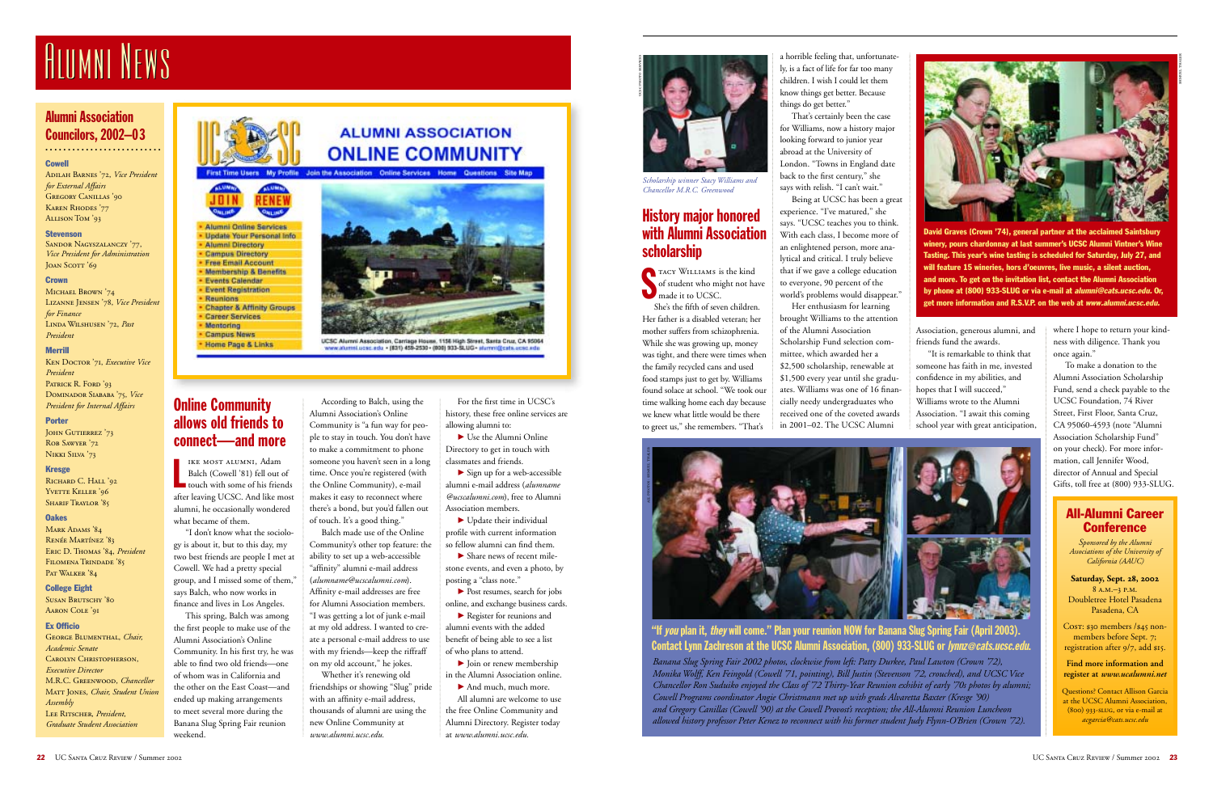# Alumni News

## Alumni Association Councilors, 2002–03

**Cowell**

Adilah Barnes '72, *Vice President for External Affairs*
Gregory Canillas '90
Karen Rhodes '77
Allison Tom '93

**Stevenson**

Sandor Nagyszalanczy '77, *Vice President for Administration*
Joan Scott '69

**Crown**

Michael Brown '74
Lizanne Jensen '78, *Vice President for Finance*
Linda Wilshusen '72, *Past President*

**Merrill**

Ken Doctor '71, *Executive Vice President*
Patrick R. Ford '93
Dominador Siababa '75, *Vice President for Internal Affairs*

**Porter**

John Gutierrez '73
Rob Sawyer '72
Nikki Silva '73

**Kresge**

Richard C. Hall '92
Yvette Keller '96
Sharif Traylor '85

**Oakes**

Mark Adams '84
Renée Martínez '83
Eric D. Thomas '84, *President*
Filomena Trindade '85
Pat Walker '84

**College Eight**

Susan Brutsch '80
Aaron Cole '91

**Ex Officio**

George Blumenthal, *Chair, Academic Senate*
Carolyn Christopherson, *Executive Director*
M.R.C. Greenwood, *Chancellor*
Matt Jones, *Chair, Student Union Assembly*
Lee Ritscher, *President, Graduate Student Association*

---

UCSC Alumni Association Online Community

First Time Users · My Profile · Join the Association · Online Services · Home · Questions · Site Map

- Alumni Online Services
- Update Your Personal Info
- Alumni Directory
- Campus Directory
- Free Email Account
- Membership & Benefits
- Events Calendar
- Event Registration
- Reunions
- Chapter & Affinity Groups
- Career Services
- Mentoring
- Campus News
- Home Page & Links

UCSC Alumni Association, Carriage House, 1156 High Street, Santa Cruz, CA 95064
www.alumni.ucsc.edu • (831) 459-2530 • (800) 933-SLUG • alumni@cats.ucsc.edu

## Online Community allows old friends to connect—and more

Like most alumni, Adam Balch (Cowell '81) fell out of touch with some of his friends after leaving UCSC. And like most alumni, he occasionally wondered what became of them.

"I don't know what the sociology is about it, but to this day, my two best friends are people I met at Cowell. We had a pretty special group, and I missed some of them," says Balch, who now works in finance and lives in Los Angeles.

This spring, Balch was among the first people to make use of the Alumni Association's Online Community. In his first try, he was able to find two old friends—one of whom was in California and the other on the East Coast—and ended up making arrangements to meet several more during the Banana Slug Spring Fair reunion weekend.

According to Balch, using the Alumni Association's Online Community is "a fun way for people to stay in touch. You don't have to make a commitment to phone someone you haven't seen in a long time. Once you're registered (with the Online Community), e-mail makes it easy to reconnect where there's a bond, but you'd fallen out of touch. It's a good thing."

Balch made use of the Online Community's other top feature: the ability to set up a web-accessible "affinity" alumni e-mail address (*alumname@ucscalumni.com*). Affinity e-mail addresses are free for Alumni Association members. "I was getting a lot of junk e-mail at my old address. I wanted to create a personal e-mail address to use with my friends—keep the riffraff on my old account," he jokes.

Whether it's renewing old friendships or showing "Slug" pride with an affinity e-mail address, thousands of alumni are using the new Online Community at *www.alumni.ucsc.edu*.

For the first time in UCSC's history, these free online services are allowing alumni to:

- Use the Alumni Online Directory to get in touch with classmates and friends.
- Sign up for a web-accessible alumni e-mail address (*alumname@ucscalumni.com*), free to Alumni Association members.
- Update their individual profile with current information so fellow alumni can find them.
- Share news of recent milestone events, and even a photo, by posting a "class note."
- Post resumes, search for jobs online, and exchange business cards.
- Register for reunions and alumni events with the added benefit of being able to see a list of who plans to attend.
- Join or renew membership in the Alumni Association online.
- And much, much more.

All alumni are welcome to use the free Online Community and Alumni Directory. Register today at *www.alumni.ucsc.edu*.

---

*Scholarship winner Stacy Williams and Chancellor M.R.C. Greenwood*

## History major honored with Alumni Association scholarship

Stacy Williams is the kind of student who might not have made it to UCSC.

She's the fifth of seven children. Her father is a disabled veteran; her mother suffers from schizophrenia. While she was growing up, money was tight, and there were times when the family recycled cans and used food stamps just to get by. Williams found solace at school. "We took our time walking home each day because we knew what little would be there to greet us," she remembers. "That's a horrible feeling that, unfortunately, is a fact of life for far too many children. I wish I could let them know things get better. Because things do get better."

That's certainly been the case for Williams, now a history major looking forward to junior year abroad at the University of London. "Towns in England date back to the first century," she says with relish. "I can't wait."

Being at UCSC has been a great experience. "I've matured," she says. "UCSC teaches you to think. With each class, I become more of an enlightened person, more analytical and critical. I truly believe that if we gave a college education to everyone, 90 percent of the world's problems would disappear."

Her enthusiasm for learning brought Williams to the attention of the Alumni Association Scholarship Fund selection committee, which awarded her a $2,500 scholarship, renewable at $1,500 every year until she graduates. Williams was one of 16 financially needy undergraduates who received one of the coveted awards in 2001–02. The UCSC Alumni Association, generous alumni, and friends fund the awards.

"It is remarkable to think that someone has faith in me, invested confidence in my abilities, and hopes that I will succeed," Williams wrote to the Alumni Association. "I await this coming school year with great anticipation, where I hope to return your kindness with diligence. Thank you once again."

To make a donation to the Alumni Association Scholarship Fund, send a check payable to the UCSC Foundation, 74 River Street, First Floor, Santa Cruz, CA 95060-4593 (note "Alumni Association Scholarship Fund" on your check). For more information, call Jennifer Wood, director of Annual and Special Gifts, toll free at (800) 933-SLUG.

---

**David Graves (Crown '74), general partner at the acclaimed Saintsbury winery, pours chardonnay at last summer's UCSC Alumni Vintner's Wine Tasting. This year's wine tasting is scheduled for Saturday, July 27, and will feature 15 wineries, hors d'oeuvres, live music, a silent auction, and more. To get on the invitation list, contact the Alumni Association by phone at (800) 933-SLUG or via e-mail at *alumni@cats.ucsc.edu*. Or, get more information and R.S.V.P. on the web at *www.alumni.ucsc.edu*.**

---

**"If *you* plan it, *they* will come." Plan your reunion NOW for Banana Slug Spring Fair (April 2003). Contact Lynn Zachreson at the UCSC Alumni Association, (800) 933-SLUG or *lynnz@cats.ucsc.edu*.**

*Banana Slug Spring Fair 2002 photos, clockwise from left: Patty Durkee, Paul Lawton (Crown '72), Monika Wolff, Ken Feingold (Cowell '71, pointing), Bill Justin (Stevenson '72, crouched), and UCSC Vice Chancellor Ron Suduiko enjoyed the Class of '72 Thirty-Year Reunion exhibit of early '70s photos by alumni; Cowell Programs coordinator Angie Christmann met up with grads Alvaretta Baxter (Kresge '90) and Gregory Canillas (Cowell '90) at the Cowell Provost's reception; the All-Alumni Reunion Luncheon allowed history professor Peter Kenez to reconnect with his former student Judy Flynn-O'Brien (Crown '72).*

---

## All-Alumni Career Conference

*Sponsored by the Alumni Associations of the University of California (AAUC)*

**Saturday, Sept. 28, 2002**
8 a.m.–3 p.m.
Doubletree Hotel Pasadena
Pasadena, CA

Cost: $30 members /$45 nonmembers before Sept. 7; registration after 9/7, add $15.

**Find more information and register at *www.ucalumni.net***

Questions? Contact Allison Garcia at the UCSC Alumni Association, (800) 933-SLUG, or via e-mail at *acgarcia@cats.ucsc.edu*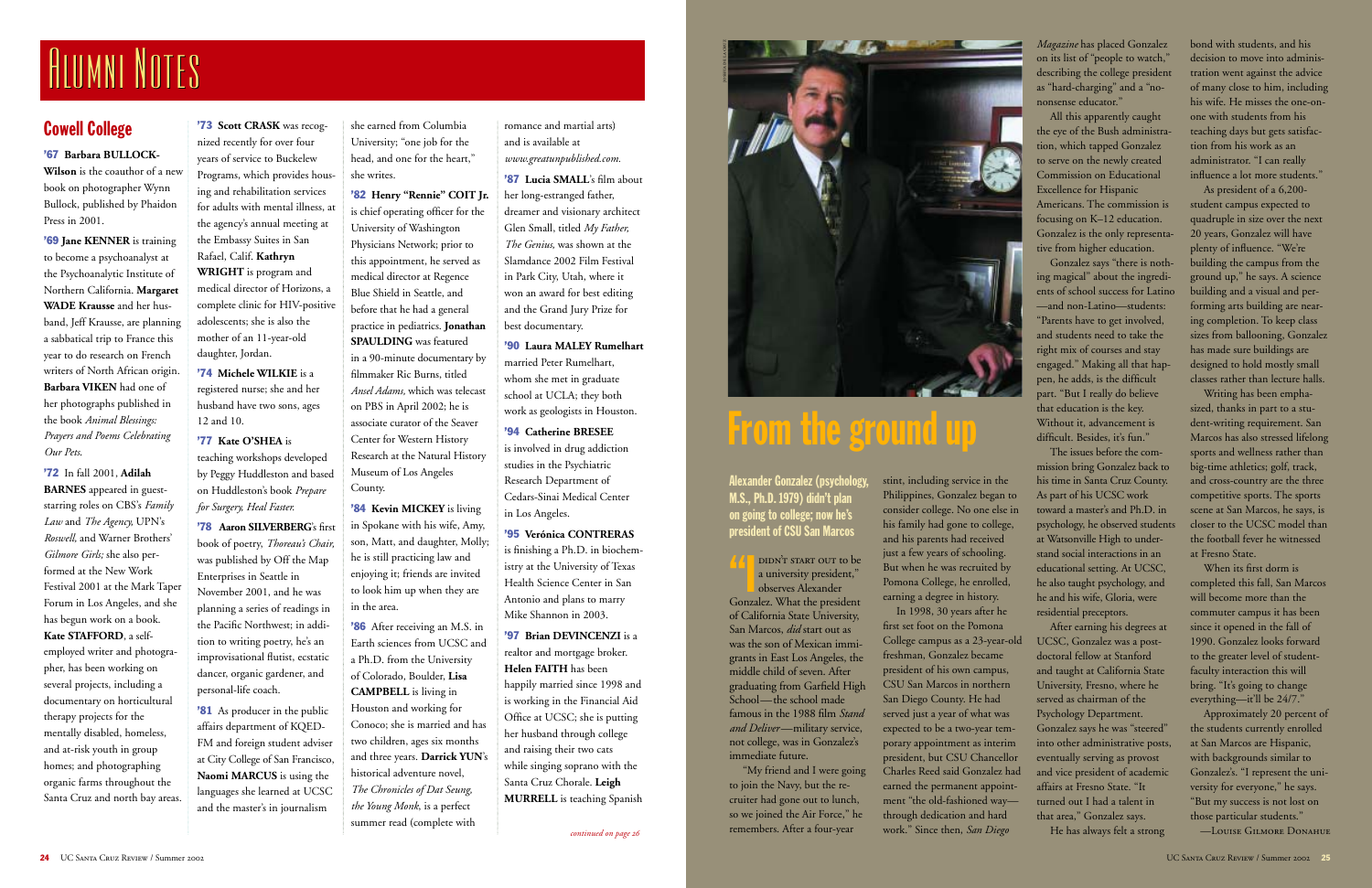# Alumni Notes

## Cowell College

**'67 Barbara BULLOCK-Wilson** is the coauthor of a new book on photographer Wynn Bullock, published by Phaidon Press in 2001.

**'69 Jane KENNER** is training to become a psychoanalyst at the Psychoanalytic Institute of Northern California. **Margaret WADE Krausse** and her husband, Jeff Krausse, are planning a sabbatical trip to France this year to do research on French writers of North African origin. **Barbara VIKEN** had one of her photographs published in the book *Animal Blessings: Prayers and Poems Celebrating Our Pets*.

**'72** In fall 2001, **Adilah BARNES** appeared in guest-starring roles on CBS's *Family Law* and *The Agency,* UPN's *Roswell,* and Warner Brothers' *Gilmore Girls;* she also performed at the New Work Festival 2001 at the Mark Taper Forum in Los Angeles, and she has begun work on a book. **Kate STAFFORD**, a self-employed writer and photographer, has been working on several projects, including a documentary on horticultural therapy projects for the mentally disabled, homeless, and at-risk youth in group homes; and photographing organic farms throughout the Santa Cruz and north bay areas.

**'73 Scott CRASK** was recognized recently for over four years of service to Buckelew Programs, which provides housing and rehabilitation services for adults with mental illness, at the agency's annual meeting at the Embassy Suites in San Rafael, Calif. **Kathryn WRIGHT** is program and medical director of Horizons, a complete clinic for HIV-positive adolescents; she is also the mother of an 11-year-old daughter, Jordan.

**'74 Michele WILKIE** is a registered nurse; she and her husband have two sons, ages 12 and 10.

**'77 Kate O'SHEA** is teaching workshops developed by Peggy Huddleston and based on Huddleston's book *Prepare for Surgery, Heal Faster.*

**'78 Aaron SILVERBERG**'s first book of poetry, *Thoreau's Chair,* was published by Off the Map Enterprises in Seattle in November 2001, and he was planning a series of readings in the Pacific Northwest; in addition to writing poetry, he's an improvisational flutist, ecstatic dancer, organic gardener, and personal-life coach.

**'81** As producer in the public affairs department of KQED-FM and foreign student adviser at City College of San Francisco, **Naomi MARCUS** is using the languages she learned at UCSC and the master's in journalism she earned from Columbia University; "one job for the head, and one for the heart," she writes.

**'82 Henry "Rennie" COIT Jr.** is chief operating officer for the University of Washington Physicians Network; prior to this appointment, he served as medical director at Regence Blue Shield in Seattle, and before that he had a general practice in pediatrics. **Jonathan SPAULDING** was featured in a 90-minute documentary by filmmaker Ric Burns, titled *Ansel Adams,* which was telecast on PBS in April 2002; he is associate curator of the Seaver Center for Western History Research at the Natural History Museum of Los Angeles County.

**'84 Kevin MICKEY** is living in Spokane with his wife, Amy, son, Matt, and daughter, Molly; he is still practicing law and enjoying it; friends are invited to look him up when they are in the area.

**'86** After receiving an M.S. in Earth sciences from UCSC and a Ph.D. from the University of Colorado, Boulder, **Lisa CAMPBELL** is living in Houston and working for Conoco; she is married and has two children, ages six months and three years. **Darrick YUN**'s historical adventure novel, *The Chronicles of Dat Seung, the Young Monk*, is a perfect summer read (complete with romance and martial arts) and is available at *www.greatunpublished.com.*

**'87 Lucia SMALL**'s film about her long-estranged father, dreamer and visionary architect Glen Small, titled *My Father, The Genius,* was shown at the Slamdance 2002 Film Festival in Park City, Utah, where it won an award for best editing and the Grand Jury Prize for best documentary.

**'90 Laura MALEY Rumelhart** married Peter Rumelhart, whom she met in graduate school at UCLA; they both work as geologists in Houston.

**'94 Catherine BRESEE** is involved in drug addiction studies in the Psychiatric Research Department of Cedars-Sinai Medical Center in Los Angeles.

**'95 Verónica CONTRERAS** is finishing a Ph.D. in biochemistry at the University of Texas Health Science Center in San Antonio and plans to marry Mike Shannon in 2003.

**'97 Brian DEVINCENZI** is a realtor and mortgage broker. **Helen FAITH** has been happily married since 1998 and is working in the Financial Aid Office at UCSC; she is putting her husband through college and raising their two cats while singing soprano with the Santa Cruz Chorale. **Leigh MURRELL** is teaching Spanish

*continued on page 26*

# From the ground up

**Alexander Gonzalez (psychology, M.S., Ph.D. 1979) didn't plan on going to college; now he's president of CSU San Marcos**

"I didn't start out to be a university president," observes Alexander Gonzalez. What the president of California State University, San Marcos, *did* start out as was the son of Mexican immigrants in East Los Angeles, the middle child of seven. After graduating from Garfield High School—the school made famous in the 1988 film *Stand and Deliver*—military service, not college, was in Gonzalez's immediate future.

"My friend and I were going to join the Navy, but the recruiter had gone out to lunch, so we joined the Air Force," he remembers. After a four-year stint, including service in the Philippines, Gonzalez began to consider college. No one else in his family had gone to college, and his parents had received just a few years of schooling. But when he was recruited by Pomona College, he enrolled, earning a degree in history.

In 1998, 30 years after he first set foot on the Pomona College campus as a 23-year-old freshman, Gonzalez became president of his own campus, CSU San Marcos in northern San Diego County. He had served just a year of what was expected to be a two-year temporary appointment as interim president, but CSU Chancellor Charles Reed said Gonzalez had earned the permanent appointment "the old-fashioned way—through dedication and hard work." Since then, *San Diego Magazine* has placed Gonzalez on its list of "people to watch," describing the college president as "hard-charging" and a "no-nonsense educator."

All this apparently caught the eye of the Bush administration, which tapped Gonzalez to serve on the newly created Commission on Educational Excellence for Hispanic Americans. The commission is focusing on K–12 education. Gonzalez is the only representative from higher education.

Gonzalez says "there is nothing magical" about the ingredients of school success for Latino—and non-Latino—students: "Parents have to get involved, and students need to take the right mix of courses and stay engaged." Making all that happen, he adds, is the difficult part. "But I really do believe that education is the key. Without it, advancement is difficult. Besides, it's fun."

The issues before the commission bring Gonzalez back to his time in Santa Cruz County. As part of his UCSC work toward a master's and Ph.D. in psychology, he observed students at Watsonville High to understand social interactions in an educational setting. At UCSC, he also taught psychology, and he and his wife, Gloria, were residential preceptors.

After earning his degrees at UCSC, Gonzalez was a postdoctoral fellow at Stanford and taught at California State University, Fresno, where he served as chairman of the Psychology Department. Gonzalez says he was "steered" into other administrative posts, eventually serving as provost and vice president of academic affairs at Fresno State. "It turned out I had a talent in that area," Gonzalez says.

He has always felt a strong bond with students, and his decision to move into administration went against the advice of many close to him, including his wife. He misses the one-on-one with students from his teaching days but gets satisfaction from his work as an administrator. "I can really influence a lot more students."

As president of a 6,200-student campus expected to quadruple in size over the next 20 years, Gonzalez will have plenty of influence. "We're building the campus from the ground up," he says. A science building and a visual and performing arts building are nearing completion. To keep class sizes from ballooning, Gonzalez has made sure buildings are designed to hold mostly small classes rather than lecture halls.

Writing has been emphasized, thanks in part to a student-writing requirement. San Marcos has also stressed lifelong sports and wellness rather than big-time athletics; golf, track, and cross-country are the three competitive sports. The sports scene at San Marcos, he says, is closer to the UCSC model than the football fever he witnessed at Fresno State.

When its first dorm is completed this fall, San Marcos will become more than the commuter campus it has been since it opened in the fall of 1990. Gonzalez looks forward to the greater level of student-faculty interaction this will bring. "It's going to change everything—it'll be 24/7."

Approximately 20 percent of the students currently enrolled at San Marcos are Hispanic, with backgrounds similar to Gonzalez's. "I represent the university for everyone," he says. "But my success is not lost on those particular students."

—Louise Gilmore Donahue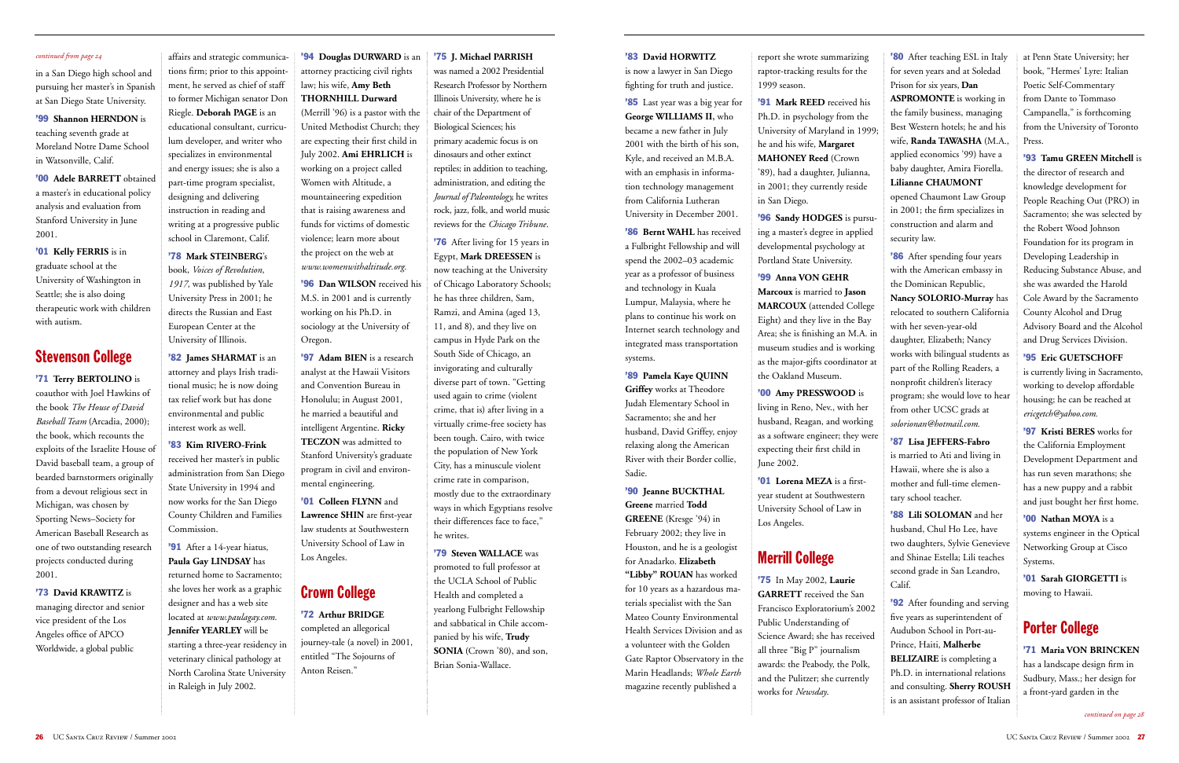*continued from page 24*

in a San Diego high school and pursuing her master's in Spanish at San Diego State University.

**'99 Shannon HERNDON** is teaching seventh grade at Moreland Notre Dame School in Watsonville, Calif.

**'00 Adele BARRETT** obtained a master's in educational policy analysis and evaluation from Stanford University in June 2001.

**'01 Kelly FERRIS** is in graduate school at the University of Washington in Seattle; she is also doing therapeutic work with children with autism.

## Stevenson College

**'71 Terry BERTOLINO** is coauthor with Joel Hawkins of the book *The House of David Baseball Team* (Arcadia, 2000); the book, which recounts the exploits of the Israelite House of David baseball team, a group of bearded barnstormers originally from a devout religious sect in Michigan, was chosen by Sporting News–Society for American Baseball Research as one of two outstanding research projects conducted during 2001.

**'73 David KRAWITZ** is managing director and senior vice president of the Los Angeles office of APCO Worldwide, a global public affairs and strategic communications firm; prior to this appointment, he served as chief of staff to former Michigan senator Don Riegle. **Deborah PAGE** is an educational consultant, curriculum developer, and writer who specializes in environmental and energy issues; she is also a part-time program specialist, designing and delivering instruction in reading and writing at a progressive public school in Claremont, Calif.

**'78 Mark STEINBERG**'s book, *Voices of Revolution, 1917,* was published by Yale University Press in 2001; he directs the Russian and East European Center at the University of Illinois.

**'82 James SHARMAT** is an attorney and plays Irish traditional music; he is now doing tax relief work but has done environmental and public interest work as well.

**'83 Kim RIVERO-Frink** received her master's in public administration from San Diego State University in 1994 and now works for the San Diego County Children and Families Commission.

**'91** After a 14-year hiatus, **Paula Gay LINDSAY** has returned home to Sacramento; she loves her work as a graphic designer and has a web site located at *www.paulagay.com.* **Jennifer YEARLEY** will be starting a three-year residency in veterinary clinical pathology at North Carolina State University in Raleigh in July 2002.

**'94 Douglas DURWARD** is an attorney practicing civil rights law; his wife, **Amy Beth THORNHILL Durward** (Merrill '96) is a pastor with the United Methodist Church; they are expecting their first child in July 2002. **Ami EHRLICH** is working on a project called Women with Altitude, a mountaineering expedition that is raising awareness and funds for victims of domestic violence; learn more about the project on the web at *www.womenwithaltitude.org.*

**'96 Dan WILSON** received his M.S. in 2001 and is currently working on his Ph.D. in sociology at the University of Oregon.

**'97 Adam BIEN** is a research analyst at the Hawaii Visitors and Convention Bureau in Honolulu; in August 2001, he married a beautiful and intelligent Argentine. **Ricky TECZON** was admitted to Stanford University's graduate program in civil and environmental engineering.

**'01 Colleen FLYNN** and **Lawrence SHIN** are first-year law students at Southwestern University School of Law in Los Angeles.

## Crown College

**'72 Arthur BRIDGE** completed an allegorical journey-tale (a novel) in 2001, entitled "The Sojourns of Anton Reisen."

**'75 J. Michael PARRISH** was named a 2002 Presidential Research Professor by Northern Illinois University, where he is chair of the Department of Biological Sciences; his primary academic focus is on dinosaurs and other extinct reptiles; in addition to teaching, administration, and editing the *Journal of Paleontology,* he writes rock, jazz, folk, and world music reviews for the *Chicago Tribune.*

**'76** After living for 15 years in Egypt, **Mark DREESSEN** is now teaching at the University of Chicago Laboratory Schools; he has three children, Sam, Ramzi, and Amina (aged 13, 11, and 8), and they live on campus in Hyde Park on the South Side of Chicago, an invigorating and culturally diverse part of town. "Getting used again to crime (violent crime, that is) after living in a virtually crime-free society has been tough. Cairo, with twice the population of New York City, has a minuscule violent crime rate in comparison, mostly due to the extraordinary ways in which Egyptians resolve their differences face to face," he writes.

**'79 Steven WALLACE** was promoted to full professor at the UCLA School of Public Health and completed a yearlong Fulbright Fellowship and sabbatical in Chile accompanied by his wife, **Trudy SONIA** (Crown '80), and son, Brian Sonia-Wallace.

**'83 David HORWITZ** is now a lawyer in San Diego fighting for truth and justice.

**'85** Last year was a big year for **George WILLIAMS II**, who became a new father in July 2001 with the birth of his son, Kyle, and received an M.B.A. with an emphasis in information technology management from California Lutheran University in December 2001.

**'86 Bert WAHL** has received a Fulbright Fellowship and will spend the 2002–03 academic year as a professor of business and technology in Kuala Lumpur, Malaysia, where he plans to continue his work on Internet search technology and integrated mass transportation systems.

**'89 Pamela Kaye QUINN Griffey** works at Theodore Judah Elementary School in Sacramento; she and her husband, David Griffey, enjoy relaxing along the American River with their border collie, Sadie.

**'90 Jeanne BUCKTHAL Greene** married **Todd GREENE** (Kresge '94) in February 2002; they live in Houston, and he is a geologist for Anadarko. **Elizabeth "Libby" ROUAN** has worked for 10 years as a hazardous materials specialist with the San Mateo County Environmental Health Services Division and as a volunteer with the Golden Gate Raptor Observatory in the Marin Headlands; *Whole Earth* magazine recently published a report she wrote summarizing raptor-tracking results for the 1999 season.

**'91 Mark REED** received his Ph.D. in psychology from the University of Maryland in 1999; he and his wife, **Margaret MAHONEY Reed** (Crown '89), had a daughter, Julianna, in 2001; they currently reside in San Diego.

**'96 Sandy HODGES** is pursuing a master's degree in applied developmental psychology at Portland State University.

**'99 Anna VON GEHR Marcoux** is married to **Jason MARCOUX** (attended College Eight) and they live in the Bay Area; she is finishing an M.A. in museum studies and is working as the major-gifts coordinator at the Oakland Museum.

**'00 Amy PRESSWOOD** is living in Reno, Nev., with her husband, Reagan, and working as a software engineer; they were expecting their first child in June 2002.

**'01 Lorena MEZA** is a first-year student at Southwestern University School of Law in Los Angeles.

## Merrill College

**'75** In May 2002, **Laurie GARRETT** received the San Francisco Exploratorium's 2002 Public Understanding of Science Award; she has received all three "Big P" journalism awards: the Peabody, the Polk, and the Pulitzer; she currently works for *Newsday.*

**'80** After teaching ESL in Italy for seven years and at Soledad Prison for six years, **Dan ASPROMONTE** is working in the family business, managing Best Western hotels; he and his wife, **Randa TAWASHA** (M.A., applied economics '99) have a baby daughter, Amira Fiorella. **Lilianne CHAUMONT** opened Chaumont Law Group in 2001; the firm specializes in construction and alarm and security law.

**'86** After spending four years with the American embassy in the Dominican Republic, **Nancy SOLORIO-Murray** has relocated to southern California with her seven-year-old daughter, Elizabeth; Nancy works with bilingual students as part of the Rolling Readers, a nonprofit children's literacy program; she would love to hear from other UCSC grads at *solorionan@hotmail.com.*

**'87 Lisa JEFFERS-Fabro** is married to Ati and living in Hawaii, where she is also a mother and full-time elementary school teacher.

**'88 Lili SOLOMAN** and her husband, Chul Ho Lee, have two daughters, Sylvie Genevieve and Shinae Estella; Lili teaches second grade in San Leandro, Calif.

**'92** After founding and serving five years as superintendent of Audubon School in Port-au-Prince, Haiti, **Malherbe BELIZAIRE** is completing a Ph.D. in international relations and consulting. **Sherry ROUSH** is an assistant professor of Italian at Penn State University; her book, "Hermes' Lyre: Italian Poetic Self-Commentary from Dante to Tommaso Campanella," is forthcoming from the University of Toronto Press.

**'93 Tamu GREEN Mitchell** is the director of research and knowledge development for People Reaching Out (PRO) in Sacramento; she was selected by the Robert Wood Johnson Foundation for its program in Developing Leadership in Reducing Substance Abuse, and she was awarded the Harold Cole Award by the Sacramento County Alcohol and Drug Advisory Board and the Alcohol and Drug Services Division.

**'95 Eric GUETSCHOFF** is currently living in Sacramento, working to develop affordable housing; he can be reached at *ericgetch@yahoo.com.*

**'97 Kristi BERES** works for the California Employment Development Department and has run seven marathons; she has a new puppy and a rabbit and just bought her first home.

**'00 Nathan MOYA** is a systems engineer in the Optical Networking Group at Cisco Systems.

**'01 Sarah GIORGETTI** is moving to Hawaii.

## Porter College

**'71 Maria VON BRINCKEN** has a landscape design firm in Sudbury, Mass.; her design for a front-yard garden in the

*continued on page 28*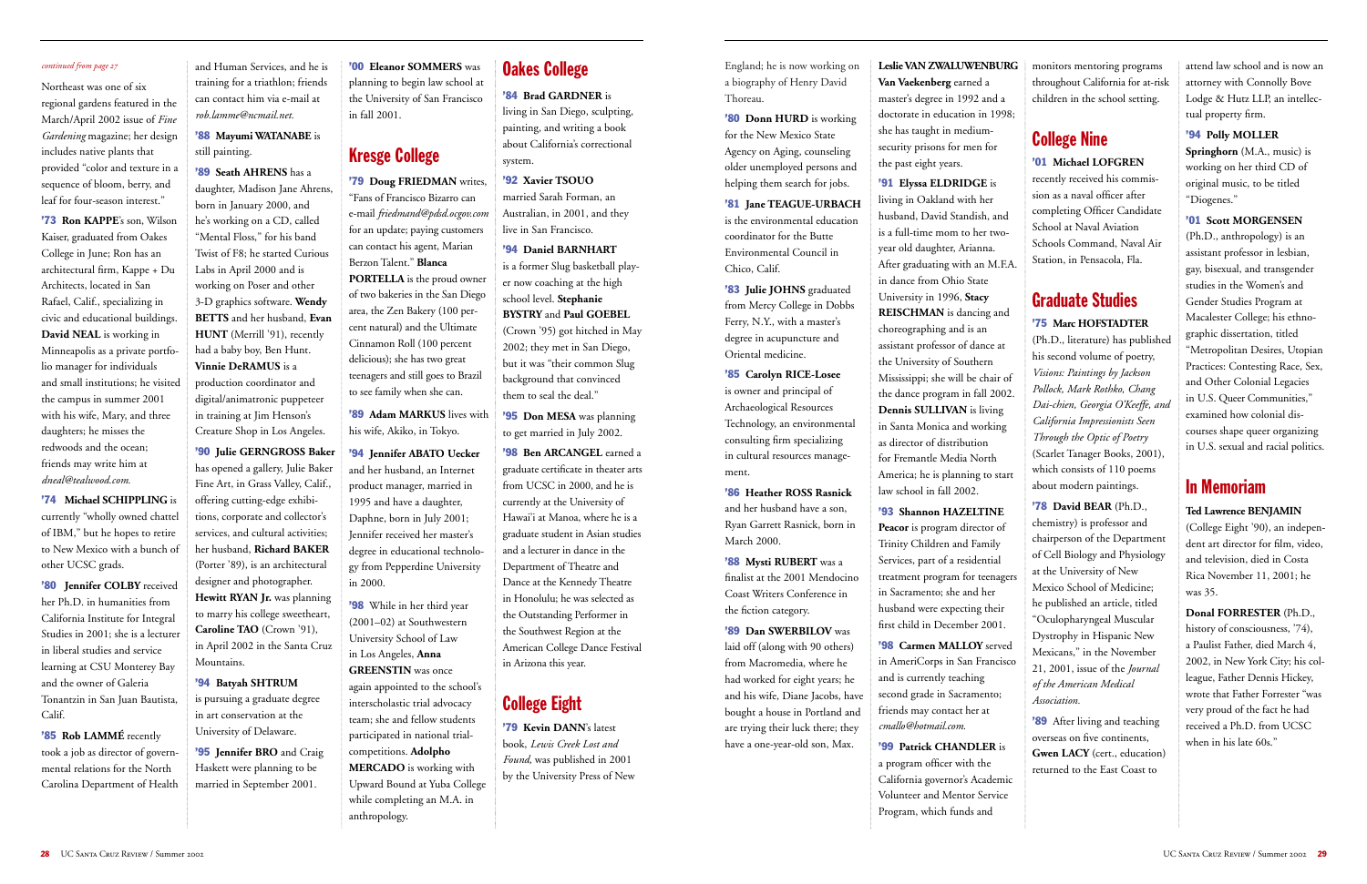*continued from page 27*

Northeast was one of six regional gardens featured in the March/April 2002 issue of *Fine Gardening* magazine; her design includes native plants that provided "color and texture in a sequence of bloom, berry, and leaf for four-season interest."

**'73 Ron KAPPE**'s son, Wilson Kaiser, graduated from Oakes College in June; Ron has an architectural firm, Kappe + Du Architects, located in San Rafael, Calif., specializing in civic and educational buildings. **David NEAL** is working in Minneapolis as a private portfolio manager for individuals and small institutions; he visited the campus in summer 2001 with his wife, Mary, and three daughters; he misses the redwoods and the ocean; friends may write him at *dneal@tealwood.com.*

**'74 Michael SCHIPPLING** is currently "wholly owned chattel of IBM," but he hopes to retire to New Mexico with a bunch of other UCSC grads.

**'80 Jennifer COLBY** received her Ph.D. in humanities from California Institute for Integral Studies in 2001; she is a lecturer in liberal studies and service learning at CSU Monterey Bay and the owner of Galeria Tonantzin in San Juan Bautista, Calif.

**'85 Rob LAMMÉ** recently took a job as director of governmental relations for the North Carolina Department of Health and Human Services, and he is training for a triathlon; friends can contact him via e-mail at *rob.lamme@ncmail.net.*

**'88 Mayumi WATANABE** is still painting.

**'89 Seath AHRENS** has a daughter, Madison Jane Ahrens, born in January 2000, and he's working on a CD, called "Mental Floss," for his band Twist of F8; he started Curious Labs in April 2000 and is working on Poser and other 3-D graphics software. **Wendy BETTS** and her husband, **Evan HUNT** (Merrill '91), recently had a baby boy, Ben Hunt. **Vinnie DeRAMUS** is a production coordinator and digital/animatronic puppeteer in training at Jim Henson's Creature Shop in Los Angeles.

**'90 Julie GERNGROSS Baker** has opened a gallery, Julie Baker Fine Art, in Grass Valley, Calif., offering cutting-edge exhibitions, corporate and collector's services, and cultural activities; her husband, **Richard BAKER** (Porter '89), is an architectural designer and photographer. **Hewitt RYAN Jr.** was planning to marry his college sweetheart, **Caroline TAO** (Crown '91), in April 2002 in the Santa Cruz Mountains.

**'94 Batyah SHTRUM** is pursuing a graduate degree in art conservation at the University of Delaware.

**'95 Jennifer BRO** and Craig Haskett were planning to be married in September 2001.

**'00 Eleanor SOMMERS** was planning to begin law school at the University of San Francisco in fall 2001.

## Kresge College

**'79 Doug FRIEDMAN** writes, "Fans of Francisco Bizarro can e-mail *friedmand@pdsd.ocgov.com* for an update; paying customers can contact his agent, Marian Berzon Talent." **Blanca PORTELLA** is the proud owner of two bakeries in the San Diego area, the Zen Bakery (100 percent natural) and the Ultimate Cinnamon Roll (100 percent delicious); she has two great teenagers and still goes to Brazil to see family when she can.

**'89 Adam MARKUS** lives with his wife, Akiko, in Tokyo.

**'94 Jennifer ABATO Uecker** and her husband, an Internet product manager, married in 1995 and have a daughter, Daphne, born in July 2001; Jennifer received her master's degree in educational technology from Pepperdine University in 2000.

**'98** While in her third year (2001–02) at Southwestern University School of Law in Los Angeles, **Anna GREENSTIN** was once again appointed to the school's interscholastic trial advocacy team; she and fellow students participated in national trial-competitions. **Adolpho MERCADO** is working with Upward Bound at Yuba College while completing an M.A. in anthropology.

## Oakes College

**'84 Brad GARDNER** is living in San Diego, sculpting, painting, and writing a book about California's correctional system.

**'92 Xavier TSOUO** married Sarah Forman, an Australian, in 2001, and they live in San Francisco.

**'94 Daniel BARNHART** is a former Slug basketball player now coaching at the high school level. **Stephanie BYSTRY** and **Paul GOEBEL** (Crown '95) got hitched in May 2002; they met in San Diego, but it was "their common Slug background that convinced them to seal the deal."

**'95 Don MESA** was planning to get married in July 2002.

**'98 Ben ARCANGEL** earned a graduate certificate in theater arts from UCSC in 2000, and he is currently at the University of Hawai'i at Manoa, where he is a graduate student in Asian studies and a lecturer in dance in the Department of Theatre and Dance at the Kennedy Theatre in Honolulu; he was selected as the Outstanding Performer in the Southwest Region at the American College Dance Festival in Arizona this year.

## College Eight

**'79 Kevin DANN**'s latest book, *Lewis Creek Lost and Found,* was published in 2001 by the University Press of New England; he is now working on a biography of Henry David Thoreau.

**'80 Donn HURD** is working for the New Mexico State Agency on Aging, counseling older unemployed persons and helping them search for jobs.

**'81 Jane TEAGUE-URBACH** is the environmental education coordinator for the Butte Environmental Council in Chico, Calif.

**'83 Julie JOHNS** graduated from Mercy College in Dobbs Ferry, N.Y., with a master's degree in acupuncture and Oriental medicine.

**'85 Carolyn RICE-Losee** is owner and principal of Archaeological Resources Technology, an environmental consulting firm specializing in cultural resources management.

**'86 Heather ROSS Rasnick** and her husband have a son, Ryan Garrett Rasnick, born in March 2000.

**'88 Mysti RUBERT** was a finalist at the 2001 Mendocino Coast Writers Conference in the fiction category.

**'89 Dan SWERBILOV** was laid off (along with 90 others) from Macromedia, where he had worked for eight years; he and his wife, Diane Jacobs, have bought a house in Portland and are trying their luck there; they have a one-year-old son, Max.

**Leslie VAN ZWALUWENBURG Van Vaekenberg** earned a master's degree in 1992 and a doctorate in education in 1998; she has taught in medium-security prisons for men for the past eight years.

**'91 Elyssa ELDRIDGE** is living in Oakland with her husband, David Standish, and is a full-time mom to her two-year old daughter, Arianna. After graduating with an M.F.A. in dance from Ohio State University in 1996, **Stacy REISCHMAN** is dancing and choreographing and is an assistant professor of dance at the University of Southern Mississippi; she will be chair of the dance program in fall 2002. **Dennis SULLIVAN** is living in Santa Monica and working as director of distribution for Fremantle Media North America; he is planning to start law school in fall 2002.

**'93 Shannon HAZELTINE Peacor** is program director of Trinity Children and Family Services, part of a residential treatment program for teenagers in Sacramento; she and her husband were expecting their first child in December 2001.

**'98 Carmen MALLOY** served in AmeriCorps in San Francisco and is currently teaching second grade in Sacramento; friends may contact her at *cmallo@hotmail.com.*

**'99 Patrick CHANDLER** is a program officer with the California governor's Academic Volunteer and Mentor Service Program, which funds and monitors mentoring programs throughout California for at-risk children in the school setting.

## College Nine

**'01 Michael LOFGREN** recently received his commission as a naval officer after completing Officer Candidate School at Naval Aviation Schools Command, Naval Air Station, in Pensacola, Fla.

## Graduate Studies

**'75 Marc HOFSTADTER** (Ph.D., literature) has published his second volume of poetry, *Visions: Paintings by Jackson Pollock, Mark Rothko, Chang Dai-chien, Georgia O'Keeffe, and California Impressionists Seen Through the Optic of Poetry* (Scarlet Tanager Books, 2001), which consists of 110 poems about modern paintings.

**'78 David BEAR** (Ph.D., chemistry) is professor and chairperson of the Department of Cell Biology and Physiology at the University of New Mexico School of Medicine; he published an article, titled "Oculopharyngeal Muscular Dystrophy in Hispanic New Mexicans," in the November 21, 2001, issue of the *Journal of the American Medical Association.*

**'89** After living and teaching overseas on five continents, **Gwen LACY** (cert., education) returned to the East Coast to attend law school and is now an attorney with Connolly Bove Lodge & Hutz LLP, an intellectual property firm.

**'94 Polly MOLLER Springhorn** (M.A., music) is working on her third CD of original music, to be titled "Diogenes."

**'01 Scott MORGENSEN** (Ph.D., anthropology) is an assistant professor in lesbian, gay, bisexual, and transgender studies in the Women's and Gender Studies Program at Macalester College; his ethnographic dissertation, titled "Metropolitan Desires, Utopian Practices: Contesting Race, Sex, and Other Colonial Legacies in U.S. Queer Communities," examined how colonial discourses shape queer organizing in U.S. sexual and racial politics.

## In Memoriam

**Ted Lawrence BENJAMIN** (College Eight '90), an independent art director for film, video, and television, died in Costa Rica November 11, 2001; he was 35.

**Donal FORRESTER** (Ph.D., history of consciousness, '74), a Paulist Father, died March 4, 2002, in New York City; his colleague, Father Dennis Hickey, wrote that Father Forrester "was very proud of the fact he had received a Ph.D. from UCSC when in his late 60s."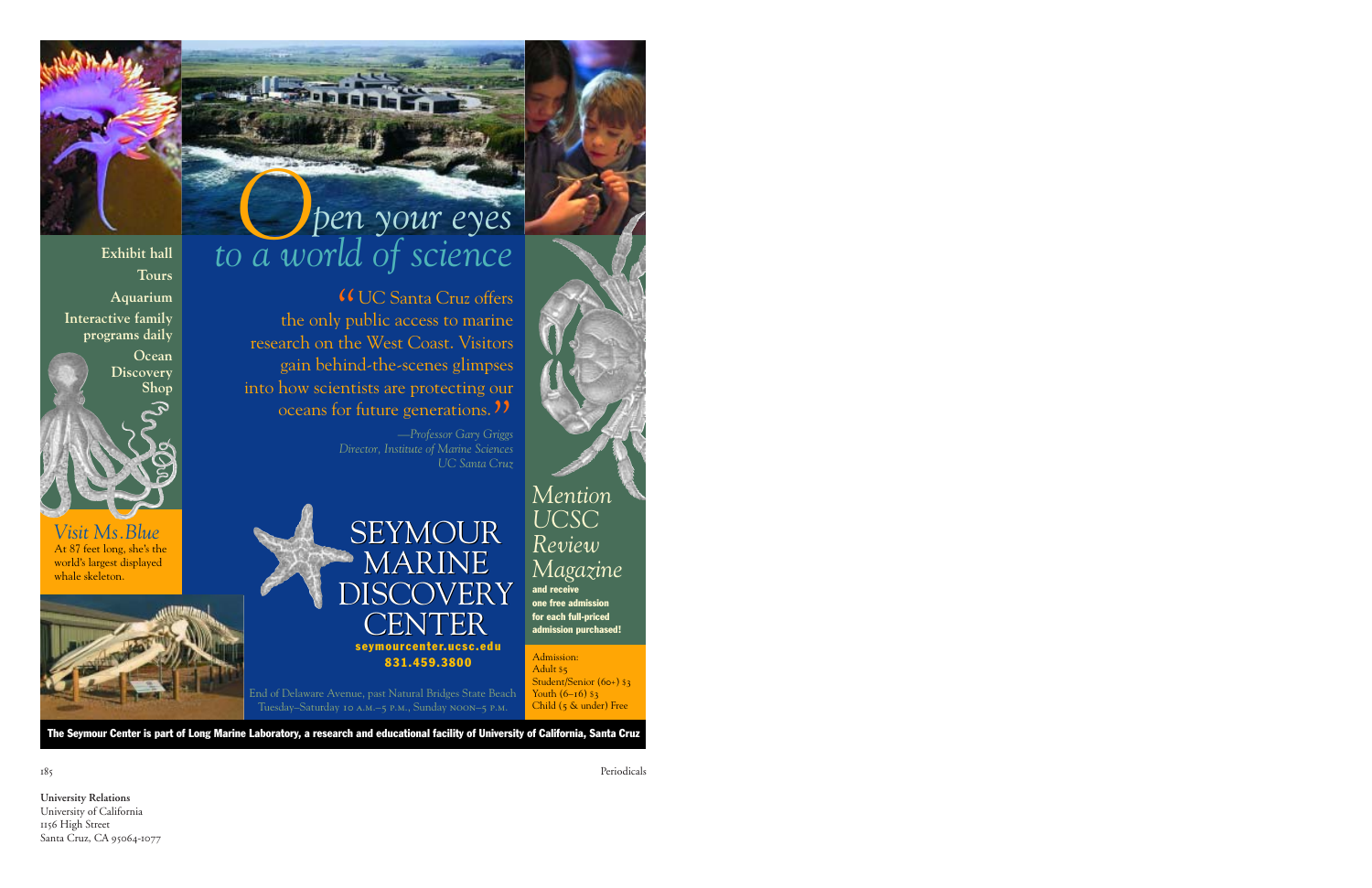# Open your eyes to a world of science

Exhibit hall
Tours
Aquarium
Interactive family programs daily
Ocean Discovery Shop

"UC Santa Cruz offers the only public access to marine research on the West Coast. Visitors gain behind-the-scenes glimpses into how scientists are protecting our oceans for future generations."

*—Professor Gary Griggs*
*Director, Institute of Marine Sciences*
*UC Santa Cruz*

*Visit Ms. Blue*
At 87 feet long, she's the world's largest displayed whale skeleton.

## SEYMOUR MARINE DISCOVERY CENTER

**seymourcenter.ucsc.edu**
**831.459.3800**

End of Delaware Avenue, past Natural Bridges State Beach
Tuesday–Saturday 10 A.M.–5 P.M., Sunday NOON–5 P.M.

*Mention UCSC Review Magazine*
**and receive one free admission for each full-priced admission purchased!**

Admission:
Adult $5
Student/Senior (60+) $3
Youth (6–16) $3
Child (5 & under) Free

**The Seymour Center is part of Long Marine Laboratory, a research and educational facility of University of California, Santa Cruz**

185

Periodicals

**University Relations**
University of California
1156 High Street
Santa Cruz, CA 95064-1077